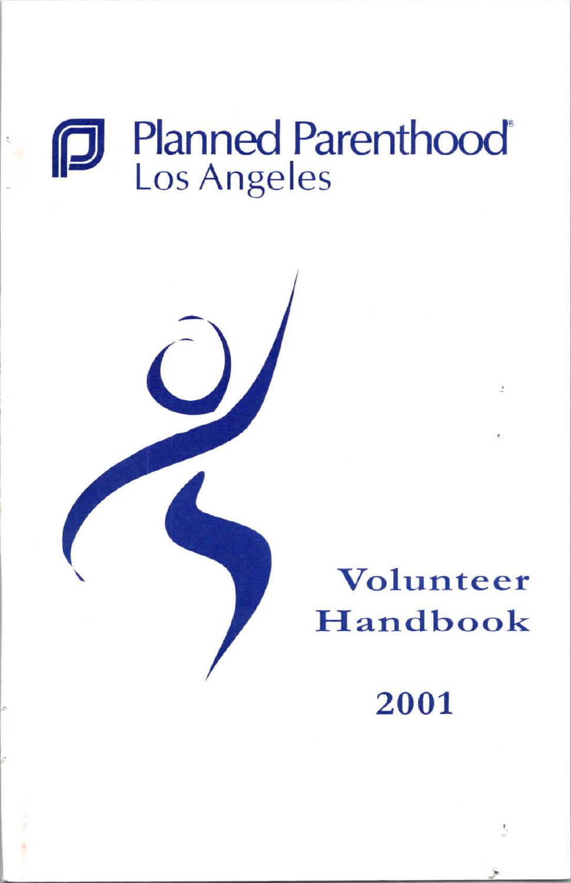# Planned Parenthood®
## Los Angeles

# Volunteer Handbook

## 2001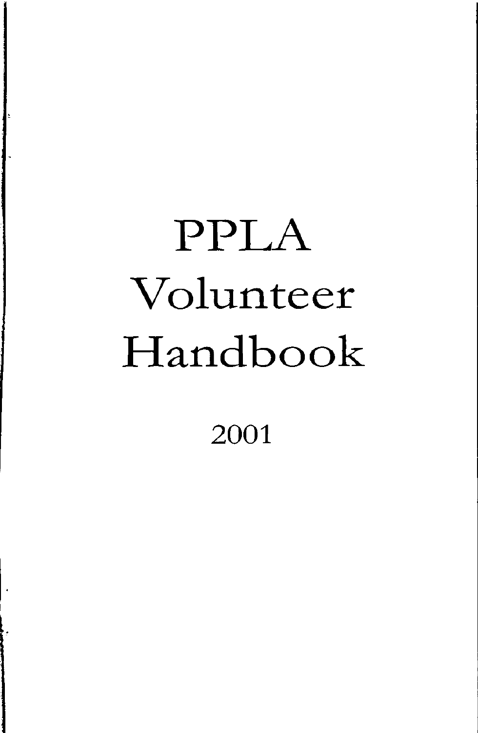# PPLA Volunteer Handbook

2001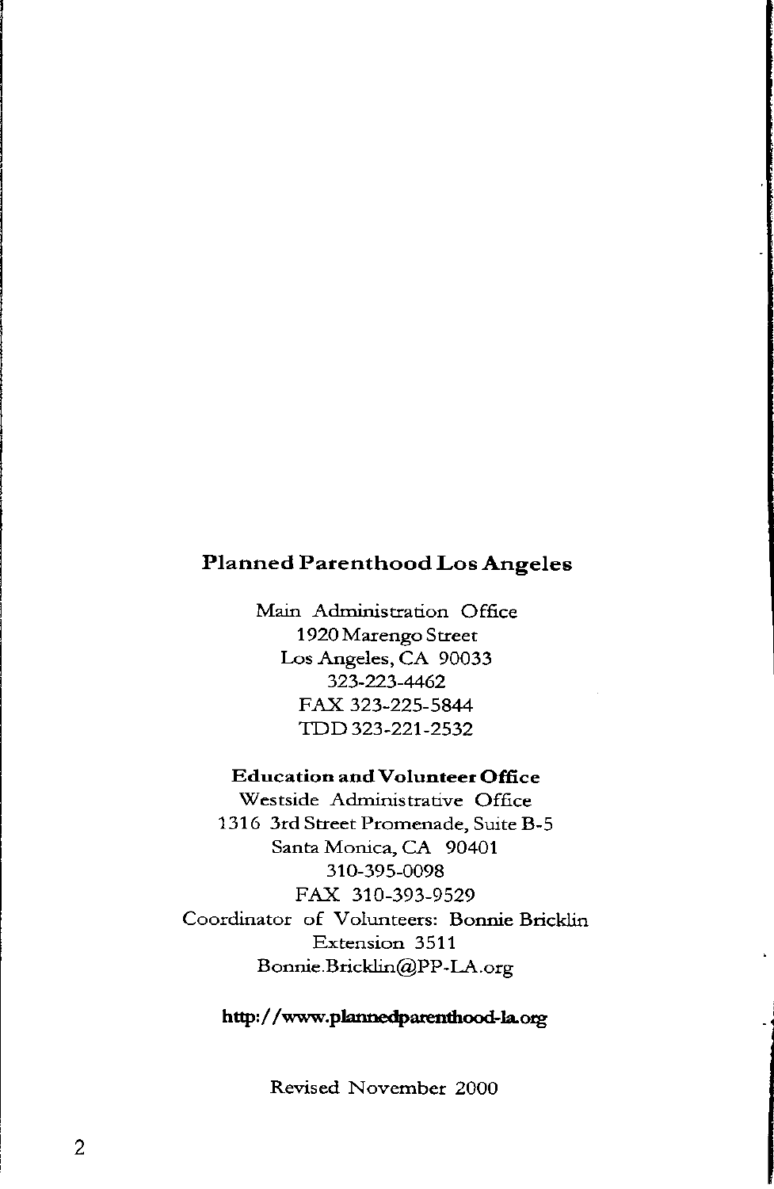**Planned Parenthood Los Angeles**

Main Administration Office
1920 Marengo Street
Los Angeles, CA 90033
323-223-4462
FAX 323-225-5844
TDD 323-221-2532

**Education and Volunteer Office**

Westside Administrative Office
1316 3rd Street Promenade, Suite B-5
Santa Monica, CA 90401
310-395-0098
FAX 310-393-9529
Coordinator of Volunteers: Bonnie Bricklin
Extension 3511
Bonnie.Bricklin@PP-LA.org

**http://www.plannedparenthood-la.org**

Revised November 2000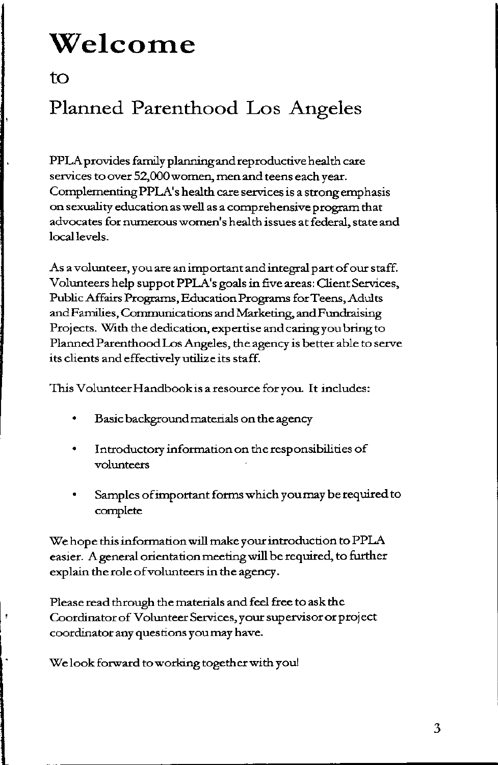# Welcome

to

Planned Parenthood Los Angeles

PPLA provides family planning and reproductive health care services to over 52,000 women, men and teens each year. Complementing PPLA's health care services is a strong emphasis on sexuality education as well as a comprehensive program that advocates for numerous women's health issues at federal, state and local levels.

As a volunteer, you are an important and integral part of our staff. Volunteers help suppot PPLA's goals in five areas: Client Services, Public Affairs Programs, Education Programs for Teens, Adults and Families, Communications and Marketing, and Fundraising Projects. With the dedication, expertise and caring you bring to Planned Parenthood Los Angeles, the agency is better able to serve its clients and effectively utilize its staff.

This Volunteer Handbook is a resource for you. It includes:

- Basic background materials on the agency
- Introductory information on the responsibilities of volunteers
- Samples of important forms which you may be required to complete

We hope this information will make your introduction to PPLA easier. A general orientation meeting will be required, to further explain the role of volunteers in the agency.

Please read through the materials and feel free to ask the Coordinator of Volunteer Services, your supervisor or project coordinator any questions you may have.

We look forward to working together with you!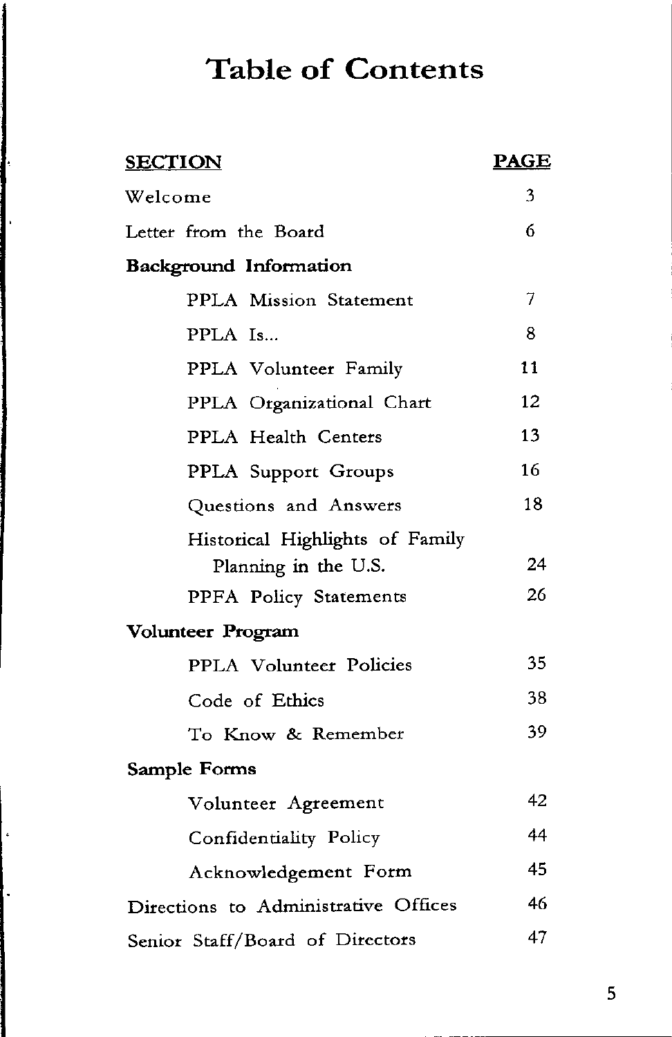# Table of Contents

| SECTION | PAGE |
|---|---|
| Welcome | 3 |
| Letter from the Board | 6 |
| **Background Information** | |
| PPLA Mission Statement | 7 |
| PPLA Is... | 8 |
| PPLA Volunteer Family | 11 |
| PPLA Organizational Chart | 12 |
| PPLA Health Centers | 13 |
| PPLA Support Groups | 16 |
| Questions and Answers | 18 |
| Historical Highlights of Family Planning in the U.S. | 24 |
| PPFA Policy Statements | 26 |
| **Volunteer Program** | |
| PPLA Volunteer Policies | 35 |
| Code of Ethics | 38 |
| To Know & Remember | 39 |
| **Sample Forms** | |
| Volunteer Agreement | 42 |
| Confidentiality Policy | 44 |
| Acknowledgement Form | 45 |
| Directions to Administrative Offices | 46 |
| Senior Staff/Board of Directors | 47 |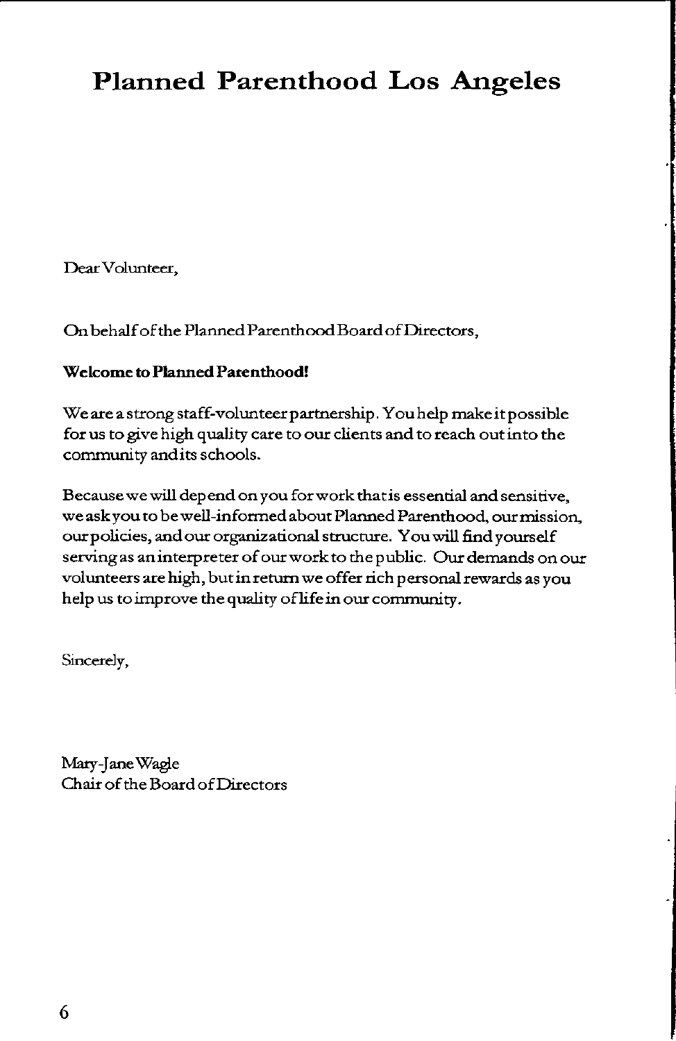# Planned Parenthood Los Angeles

Dear Volunteer,

On behalf of the Planned Parenthood Board of Directors,

**Welcome to Planned Parenthood!**

We are a strong staff-volunteer partnership. You help make it possible for us to give high quality care to our clients and to reach out into the community and its schools.

Because we will depend on you for work that is essential and sensitive, we ask you to be well-informed about Planned Parenthood, our mission, our policies, and our organizational structure. You will find yourself serving as an interpreter of our work to the public. Our demands on our volunteers are high, but in return we offer rich personal rewards as you help us to improve the quality of life in our community.

Sincerely,

Mary-Jane Wagle
Chair of the Board of Directors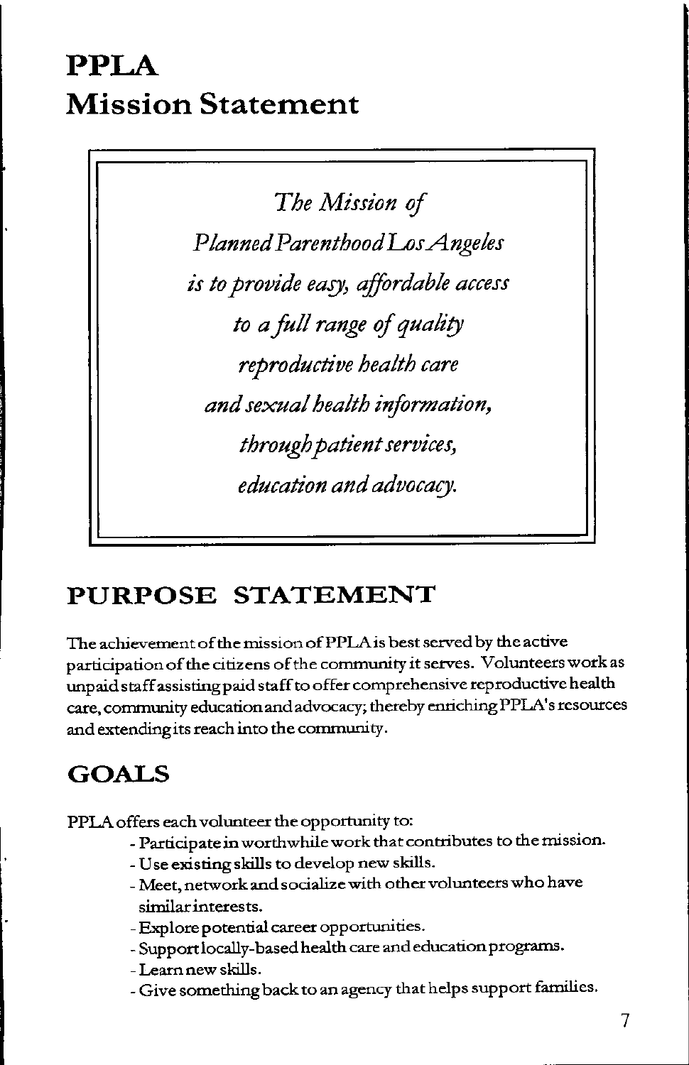# PPLA
# Mission Statement

*The Mission of*
*Planned Parenthood Los Angeles*
*is to provide easy, affordable access*
*to a full range of quality*
*reproductive health care*
*and sexual health information,*
*through patient services,*
*education and advocacy.*

## PURPOSE STATEMENT

The achievement of the mission of PPLA is best served by the active participation of the citizens of the community it serves. Volunteers work as unpaid staff assisting paid staff to offer comprehensive reproductive health care, community education and advocacy; thereby enriching PPLA's resources and extending its reach into the community.

## GOALS

PPLA offers each volunteer the opportunity to:

- Participate in worthwhile work that contributes to the mission.
- Use existing skills to develop new skills.
- Meet, network and socialize with other volunteers who have similar interests.
- Explore potential career opportunities.
- Support locally-based health care and education programs.
- Learn new skills.
- Give something back to an agency that helps support families.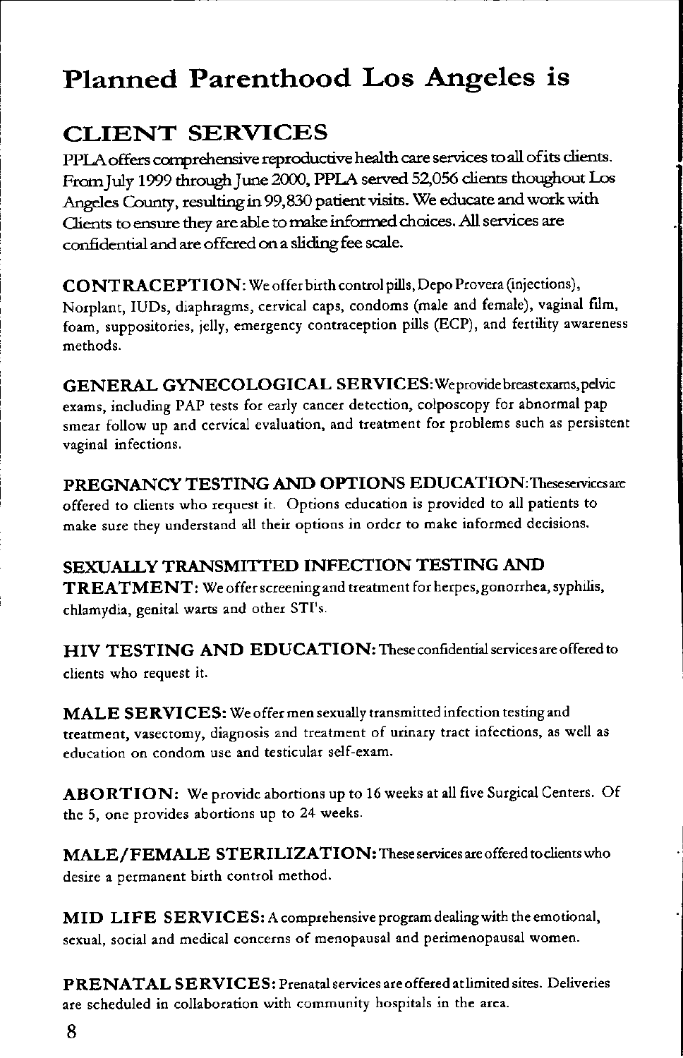# Planned Parenthood Los Angeles is

## CLIENT SERVICES

PPLA offers comprehensive reproductive health care services to all of its clients. From July 1999 through June 2000, PPLA served 52,056 clients thoughout Los Angeles County, resulting in 99,830 patient visits. We educate and work with Clients to ensure they are able to make informed choices. All services are confidential and are offered on a sliding fee scale.

**CONTRACEPTION:** We offer birth control pills, Depo Provera (injections), Norplant, IUDs, diaphragms, cervical caps, condoms (male and female), vaginal film, foam, suppositories, jelly, emergency contraception pills (ECP), and fertility awareness methods.

**GENERAL GYNECOLOGICAL SERVICES:** We provide breast exams, pelvic exams, including PAP tests for early cancer detection, colposcopy for abnormal pap smear follow up and cervical evaluation, and treatment for problems such as persistent vaginal infections.

**PREGNANCY TESTING AND OPTIONS EDUCATION:** These services are offered to clients who request it. Options education is provided to all patients to make sure they understand all their options in order to make informed decisions.

**SEXUALLY TRANSMITTED INFECTION TESTING AND TREATMENT:** We offer screening and treatment for herpes, gonorrhea, syphilis, chlamydia, genital warts and other STI's.

**HIV TESTING AND EDUCATION:** These confidential services are offered to clients who request it.

**MALE SERVICES:** We offer men sexually transmitted infection testing and treatment, vasectomy, diagnosis and treatment of urinary tract infections, as well as education on condom use and testicular self-exam.

**ABORTION:** We provide abortions up to 16 weeks at all five Surgical Centers. Of the 5, one provides abortions up to 24 weeks.

**MALE/FEMALE STERILIZATION:** These services are offered to clients who desire a permanent birth control method.

**MID LIFE SERVICES:** A comprehensive program dealing with the emotional, sexual, social and medical concerns of menopausal and perimenopausal women.

**PRENATAL SERVICES:** Prenatal services are offered at limited sites. Deliveries are scheduled in collaboration with community hospitals in the area.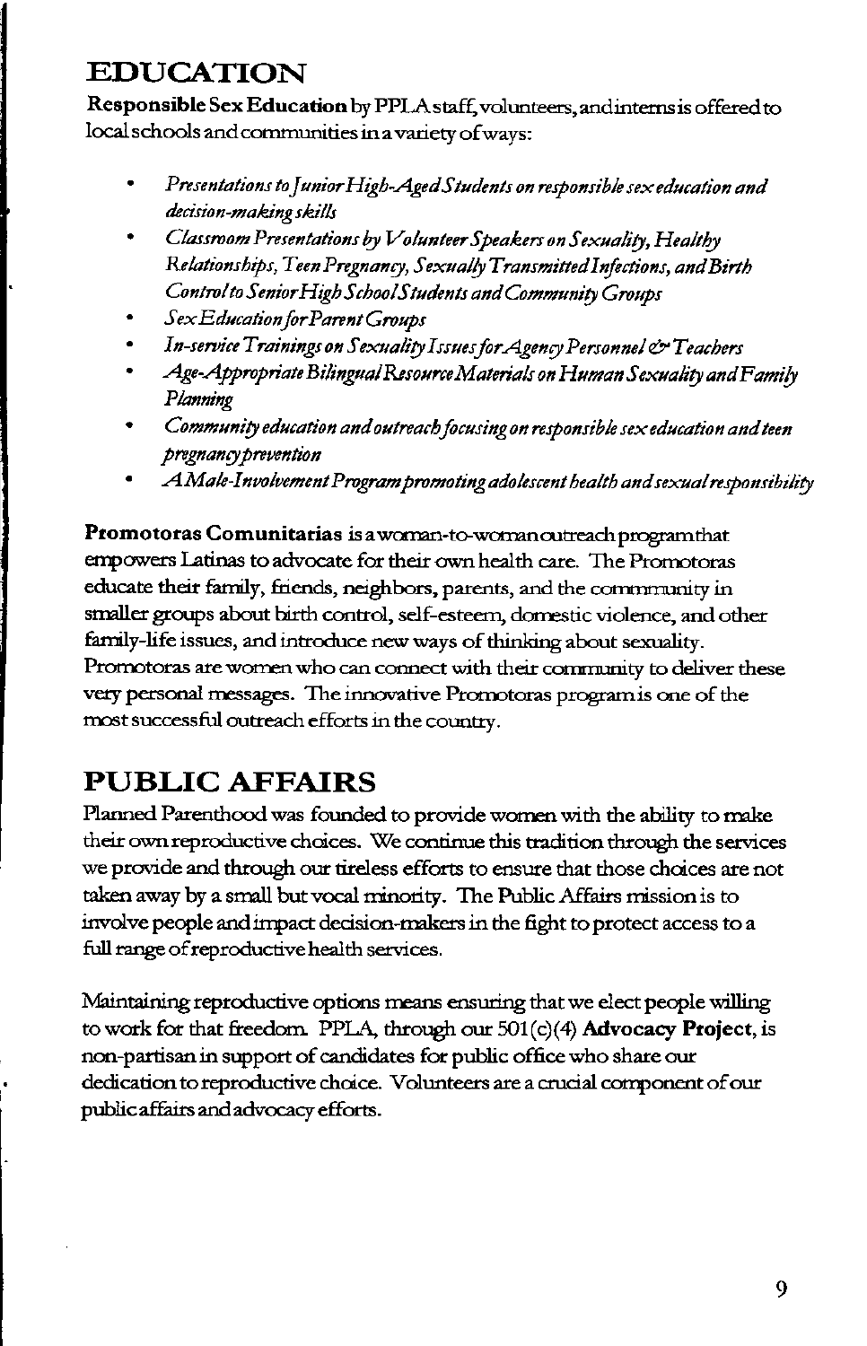## EDUCATION

**Responsible Sex Education** by PPLA staff, volunteers, and interns is offered to local schools and communities in a variety of ways:

- *Presentations to Junior High-Aged Students on responsible sex education and decision-making skills*
- *Classroom Presentations by Volunteer Speakers on Sexuality, Healthy Relationships, Teen Pregnancy, Sexually Transmitted Infections, and Birth Control to Senior High School Students and Community Groups*
- *Sex Education for Parent Groups*
- *In-service Trainings on Sexuality Issues for Agency Personnel & Teachers*
- *Age-Appropriate Bilingual Resource Materials on Human Sexuality and Family Planning*
- *Community education and outreach focusing on responsible sex education and teen pregnancy prevention*
- *A Male-Involvement Program promoting adolescent health and sexual responsibility*

**Promotoras Comunitarias** is a woman-to-woman outreach program that empowers Latinas to advocate for their own health care. The Promotoras educate their family, friends, neighbors, parents, and the commmunity in smaller groups about birth control, self-esteem, domestic violence, and other family-life issues, and introduce new ways of thinking about sexuality. Promotoras are women who can connect with their community to deliver these very personal messages. The innovative Promotoras program is one of the most successful outreach efforts in the country.

## PUBLIC AFFAIRS

Planned Parenthood was founded to provide women with the ability to make their own reproductive choices. We continue this tradition through the services we provide and through our tireless efforts to ensure that those choices are not taken away by a small but vocal minority. The Public Affairs mission is to involve people and impact decision-makers in the fight to protect access to a full range of reproductive health services.

Maintaining reproductive options means ensuring that we elect people willing to work for that freedom. PPLA, through our 501(c)(4) **Advocacy Project**, is non-partisan in support of candidates for public office who share our dedication to reproductive choice. Volunteers are a crucial component of our public affairs and advocacy efforts.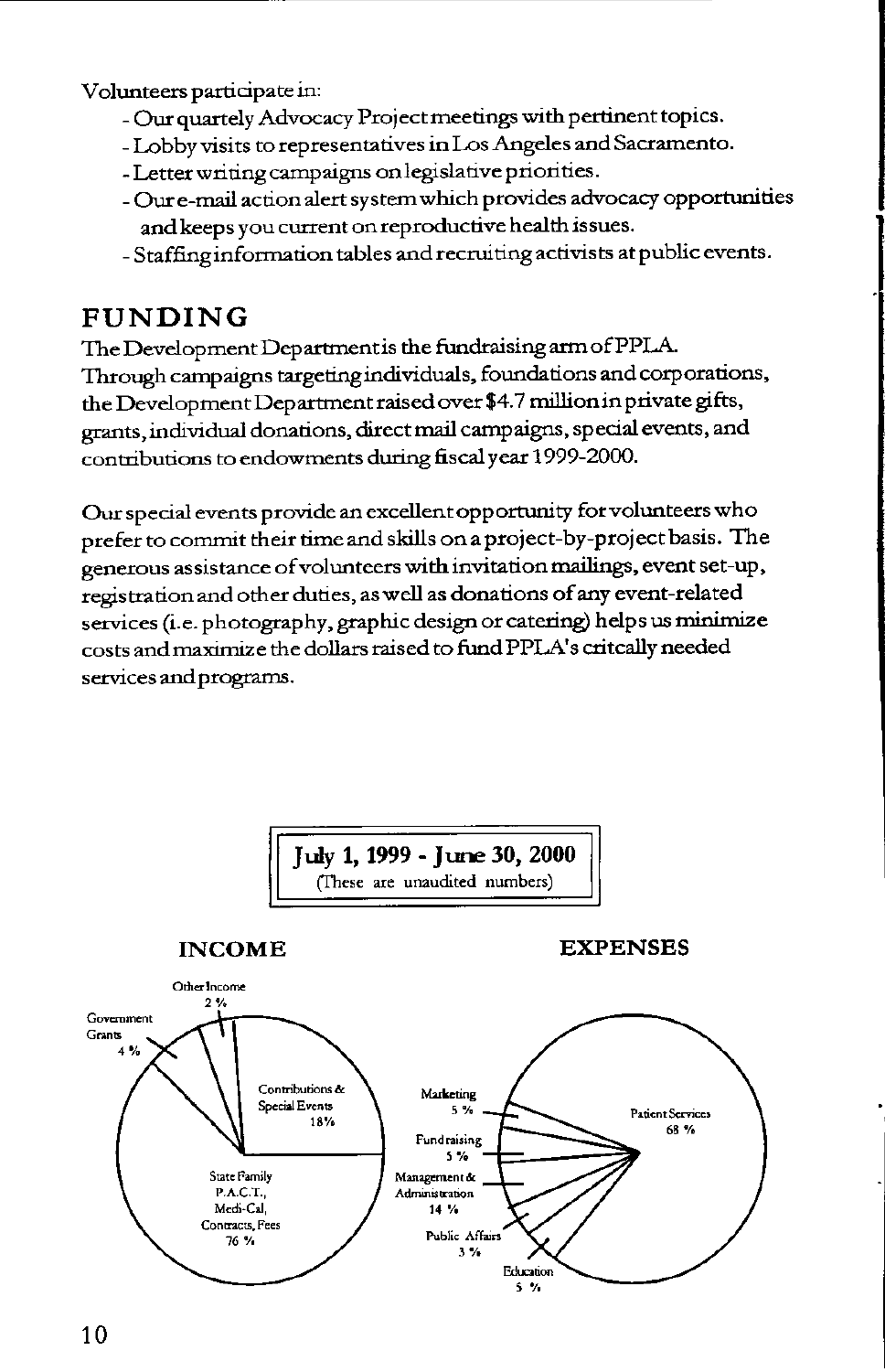Volunteers participate in:

- Our quartely Advocacy Project meetings with pertinent topics.
- Lobby visits to representatives in Los Angeles and Sacramento.
- Letter writing campaigns on legislative priorities.
- Our e-mail action alert system which provides advocacy opportunities and keeps you current on reproductive health issues.
- Staffing information tables and recruiting activists at public events.

## FUNDING

The Development Department is the fundraising arm of PPLA. Through campaigns targeting individuals, foundations and corporations, the Development Department raised over $4.7 million in private gifts, grants, individual donations, direct mail campaigns, special events, and contributions to endowments during fiscal year 1999-2000.

Our special events provide an excellent opportunity for volunteers who prefer to commit their time and skills on a project-by-project basis. The generous assistance of volunteers with invitation mailings, event set-up, registration and other duties, as well as donations of any event-related services (i.e. photography, graphic design or catering) helps us minimize costs and maximize the dollars raised to fund PPLA's critcally needed services and programs.

**July 1, 1999 - June 30, 2000**
(These are unaudited numbers)

**INCOME**

- Other Income 2 %
- Government Grants 4 %
- Contributions & Special Events 18%
- State Family P.A.C.T., Medi-Cal, Contracts, Fees 76 %

**EXPENSES**

- Patient Services 68 %
- Marketing 5 %
- Fundraising 5 %
- Management & Administration 14 %
- Public Affairs 3 %
- Education 5 %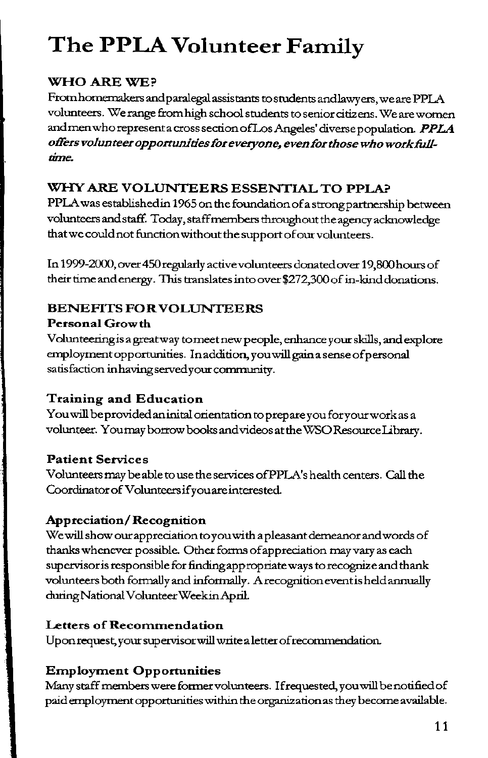# The PPLA Volunteer Family

## WHO ARE WE?

From homemakers and paralegal assistants to students and lawyers, we are PPLA volunteers. We range from high school students to senior citizens. We are women and men who represent a cross section of Los Angeles' diverse population. ***PPLA offers volunteer opportunities for everyone, even for those who work full-time.***

## WHY ARE VOLUNTEERS ESSENTIAL TO PPLA?

PPLA was established in 1965 on the foundation of a strong partnership between volunteers and staff. Today, staff members throughout the agency acknowledge that we could not function without the support of our volunteers.

In 1999-2000, over 450 regularly active volunteers donated over 19,800 hours of their time and energy. This translates into over $272,300 of in-kind donations.

## BENEFITS FOR VOLUNTEERS

### Personal Growth

Volunteering is a great way to meet new people, enhance your skills, and explore employment opportunities. In addition, you will gain a sense of personal satisfaction in having served your community.

### Training and Education

You will be provided an inital orientation to prepare you for your work as a volunteer. You may borrow books and videos at the WSO Resource Library.

### Patient Services

Volunteers may be able to use the services of PPLA's health centers. Call the Coordinator of Volunteers if you are interested.

### Appreciation/Recognition

We will show our appreciation to you with a pleasant demeanor and words of thanks whenever possible. Other forms of appreciation may vary as each supervisor is responsible for finding appropriate ways to recognize and thank volunteers both formally and informally. A recognition event is held annually during National Volunteer Week in April.

### Letters of Recommendation

Upon request, your supervisor will write a letter of recommendation.

### Employment Opportunities

Many staff members were former volunteers. If requested, you will be notified of paid employment opportunities within the organization as they become available.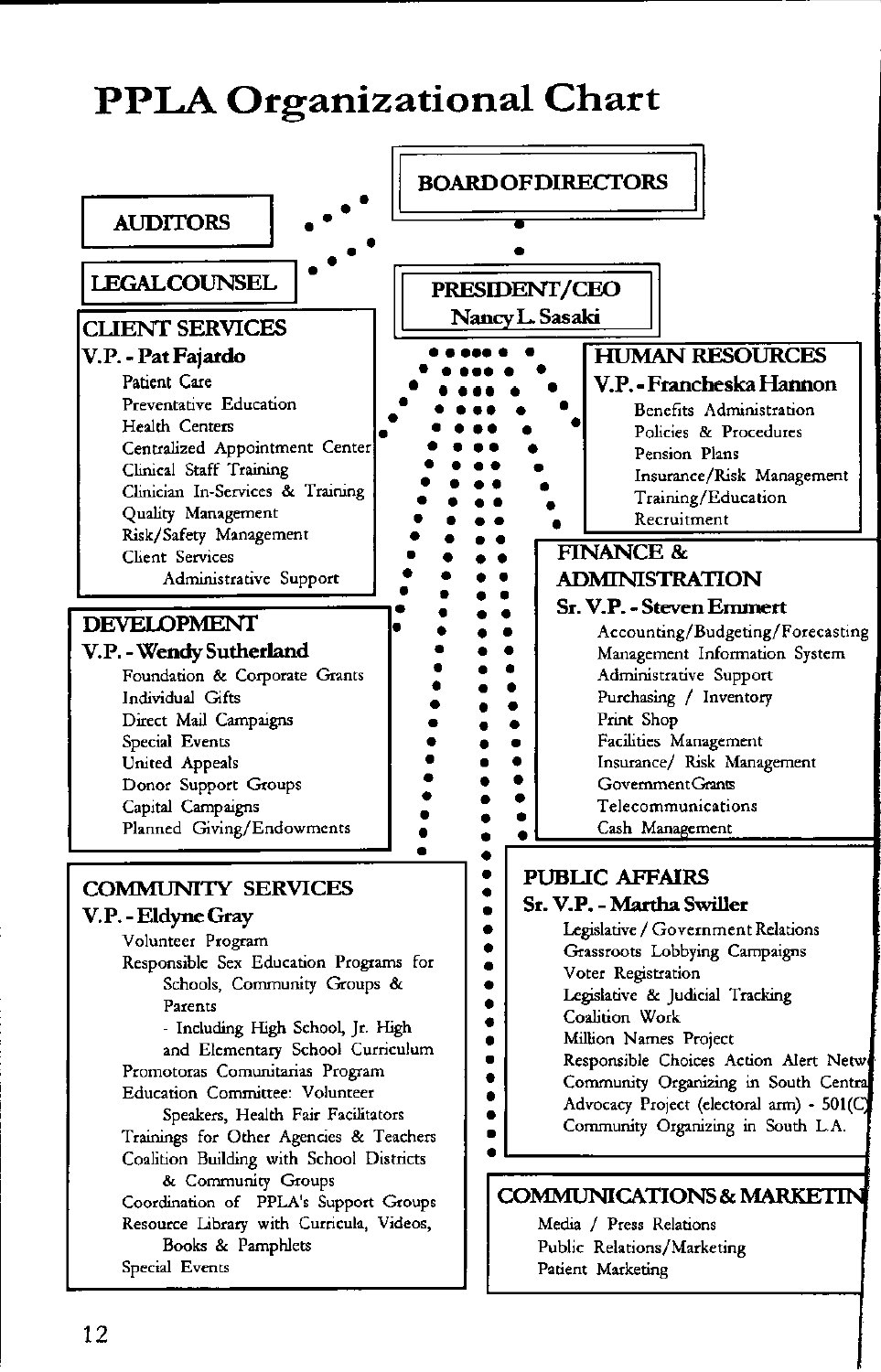# PPLA Organizational Chart

**BOARD OF DIRECTORS**

**AUDITORS**

**LEGAL COUNSEL**

**PRESIDENT/CEO**
Nancy L. Sasaki

## CLIENT SERVICES
**V.P. - Pat Fajardo**

- Patient Care
- Preventative Education
- Health Centers
- Centralized Appointment Center
- Clinical Staff Training
- Clinician In-Services & Training
- Quality Management
- Risk/Safety Management
- Client Services
  - Administrative Support

## HUMAN RESOURCES
**V.P. - Francheska Hannon**

- Benefits Administration
- Policies & Procedures
- Pension Plans
- Insurance/Risk Management
- Training/Education
- Recruitment

## DEVELOPMENT
**V.P. - Wendy Sutherland**

- Foundation & Corporate Grants
- Individual Gifts
- Direct Mail Campaigns
- Special Events
- United Appeals
- Donor Support Groups
- Capital Campaigns
- Planned Giving/Endowments

## FINANCE & ADMINISTRATION
**Sr. V.P. - Steven Emmert**

- Accounting/Budgeting/Forecasting
- Management Information System
- Administrative Support
- Purchasing / Inventory
- Print Shop
- Facilities Management
- Insurance/ Risk Management
- Government Grants
- Telecommunications
- Cash Management

## COMMUNITY SERVICES
**V.P. - Eldyne Gray**

- Volunteer Program
- Responsible Sex Education Programs for Schools, Community Groups & Parents
  - Including High School, Jr. High and Elementary School Curriculum
- Promotoras Comunitarias Program
- Education Committee: Volunteer Speakers, Health Fair Facilitators
- Trainings for Other Agencies & Teachers
- Coalition Building with School Districts & Community Groups
- Coordination of PPLA's Support Groups
- Resource Library with Curricula, Videos, Books & Pamphlets
- Special Events

## PUBLIC AFFAIRS
**Sr. V.P. - Martha Swiller**

- Legislative / Government Relations
- Grassroots Lobbying Campaigns
- Voter Registration
- Legislative & Judicial Tracking
- Coalition Work
- Million Names Project
- Responsible Choices Action Alert Netw
- Community Organizing in South Centra
- Advocacy Project (electoral arm) - 501(C
- Community Organizing in South L.A.

## COMMUNICATIONS & MARKETIN

- Media / Press Relations
- Public Relations/Marketing
- Patient Marketing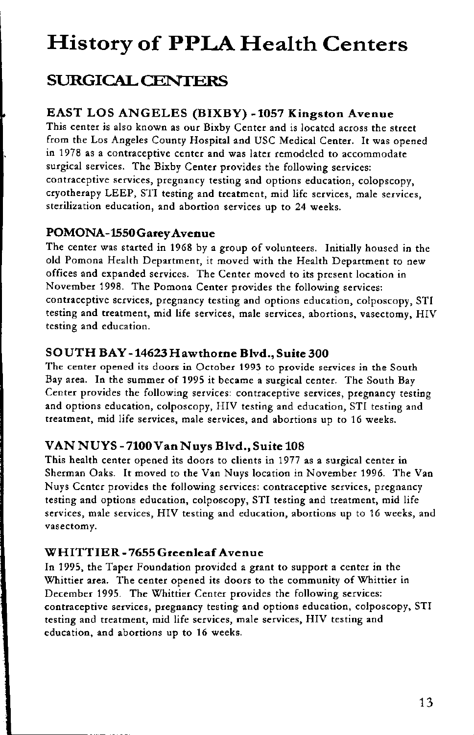# History of PPLA Health Centers

## SURGICAL CENTERS

### EAST LOS ANGELES (BIXBY) - 1057 Kingston Avenue

This center is also known as our Bixby Center and is located across the street from the Los Angeles County Hospital and USC Medical Center. It was opened in 1978 as a contraceptive center and was later remodeled to accommodate surgical services. The Bixby Center provides the following services: contraceptive services, pregnancy testing and options education, colopscopy, cryotherapy LEEP, STI testing and treatment, mid life services, male services, sterilization education, and abortion services up to 24 weeks.

### POMONA - 1550 Garey Avenue

The center was started in 1968 by a group of volunteers. Initially housed in the old Pomona Health Department, it moved with the Health Department to new offices and expanded services. The Center moved to its present location in November 1998. The Pomona Center provides the following services: contraceptive services, pregnancy testing and options education, colposcopy, STI testing and treatment, mid life services, male services, abortions, vasectomy, HIV testing and education.

### SOUTH BAY - 14623 Hawthorne Blvd., Suite 300

The center opened its doors in October 1993 to provide services in the South Bay area. In the summer of 1995 it became a surgical center. The South Bay Center provides the following services: contraceptive services, pregnancy testing and options education, colposcopy, HIV testing and education, STI testing and treatment, mid life services, male services, and abortions up to 16 weeks.

### VAN NUYS - 7100 Van Nuys Blvd., Suite 108

This health center opened its doors to clients in 1977 as a surgical center in Sherman Oaks. It moved to the Van Nuys location in November 1996. The Van Nuys Center provides the following services: contraceptive services, pregnancy testing and options education, colposcopy, STI testing and treatment, mid life services, male services, HIV testing and education, abortions up to 16 weeks, and vasectomy.

### WHITTIER - 7655 Greenleaf Avenue

In 1995, the Taper Foundation provided a grant to support a center in the Whittier area. The center opened its doors to the community of Whittier in December 1995. The Whittier Center provides the following services: contraceptive services, pregnancy testing and options education, colposcopy, STI testing and treatment, mid life services, male services, HIV testing and education, and abortions up to 16 weeks.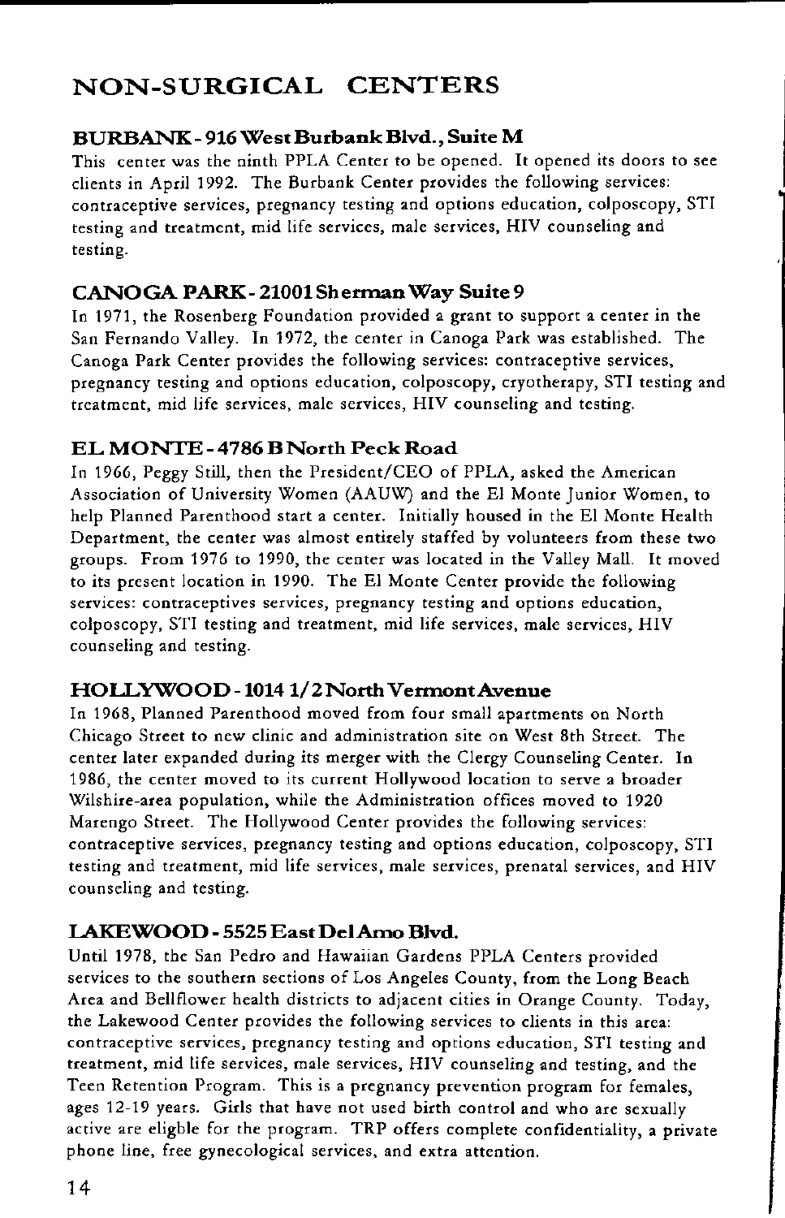# NON-SURGICAL CENTERS

### BURBANK - 916 West Burbank Blvd., Suite M

This center was the ninth PPLA Center to be opened. It opened its doors to see clients in April 1992. The Burbank Center provides the following services: contraceptive services, pregnancy testing and options education, colposcopy, STI testing and treatment, mid life services, male services, HIV counseling and testing.

### CANOGA PARK - 21001 Sherman Way Suite 9

In 1971, the Rosenberg Foundation provided a grant to support a center in the San Fernando Valley. In 1972, the center in Canoga Park was established. The Canoga Park Center provides the following services: contraceptive services, pregnancy testing and options education, colposcopy, cryotherapy, STI testing and treatment, mid life services, male services, HIV counseling and testing.

### EL MONTE - 4786 B North Peck Road

In 1966, Peggy Still, then the President/CEO of PPLA, asked the American Association of University Women (AAUW) and the El Monte Junior Women, to help Planned Parenthood start a center. Initially housed in the El Monte Health Department, the center was almost entirely staffed by volunteers from these two groups. From 1976 to 1990, the center was located in the Valley Mall. It moved to its present location in 1990. The El Monte Center provide the following services: contraceptives services, pregnancy testing and options education, colposcopy, STI testing and treatment, mid life services, male services, HIV counseling and testing.

### HOLLYWOOD - 1014 1/2 North Vermont Avenue

In 1968, Planned Parenthood moved from four small apartments on North Chicago Street to new clinic and administration site on West 8th Street. The center later expanded during its merger with the Clergy Counseling Center. In 1986, the center moved to its current Hollywood location to serve a broader Wilshire-area population, while the Administration offices moved to 1920 Marengo Street. The Hollywood Center provides the following services: contraceptive services, pregnancy testing and options education, colposcopy, STI testing and treatment, mid life services, male services, prenatal services, and HIV counseling and testing.

### LAKEWOOD - 5525 East Del Amo Blvd.

Until 1978, the San Pedro and Hawaiian Gardens PPLA Centers provided services to the southern sections of Los Angeles County, from the Long Beach Area and Bellflower health districts to adjacent cities in Orange County. Today, the Lakewood Center provides the following services to clients in this area: contraceptive services, pregnancy testing and options education, STI testing and treatment, mid life services, male services, HIV counseling and testing, and the Teen Retention Program. This is a pregnancy prevention program for females, ages 12-19 years. Girls that have not used birth control and who are sexually active are eligble for the program. TRP offers complete confidentiality, a private phone line, free gynecological services, and extra attention.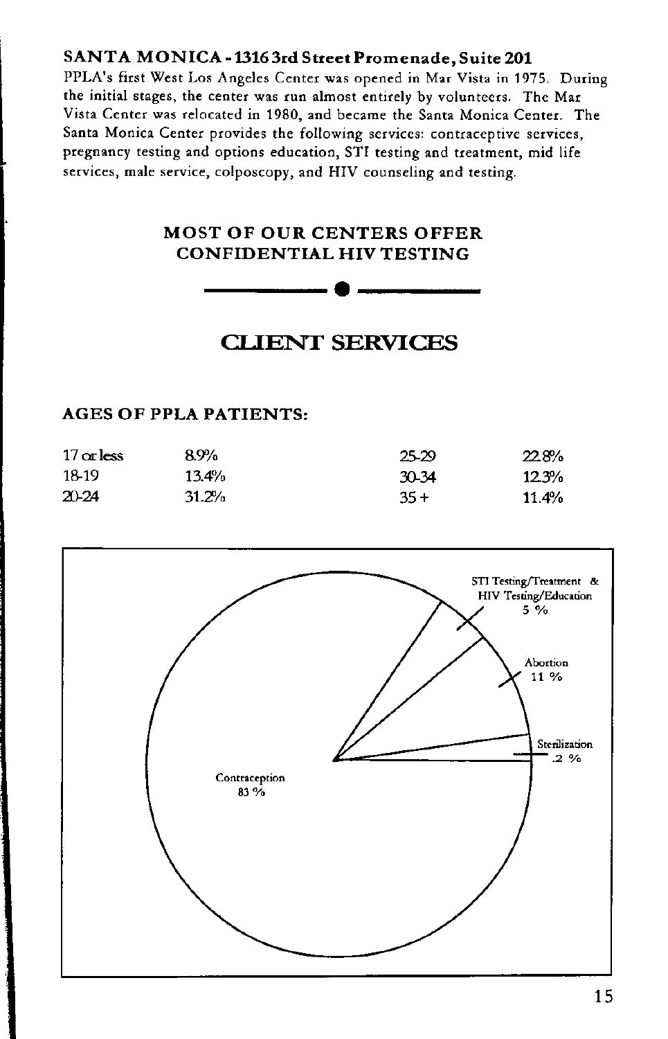### SANTA MONICA - 1316 3rd Street Promenade, Suite 201

PPLA's first West Los Angeles Center was opened in Mar Vista in 1975. During the initial stages, the center was run almost entirely by volunteers. The Mar Vista Center was relocated in 1980, and became the Santa Monica Center. The Santa Monica Center provides the following services: contraceptive services, pregnancy testing and options education, STI testing and treatment, mid life services, male service, colposcopy, and HIV counseling and testing.

**MOST OF OUR CENTERS OFFER CONFIDENTIAL HIV TESTING**

## CLIENT SERVICES

### AGES OF PPLA PATIENTS:

| | | | |
|---|---|---|---|
| 17 or less | 8.9% | 25-29 | 22.8% |
| 18-19 | 13.4% | 30-34 | 12.3% |
| 20-24 | 31.2% | 35+ | 11.4% |

| Service | Percent |
|---|---|
| Contraception | 83 % |
| STI Testing/Treatment & HIV Testing/Education | 5 % |
| Abortion | 11 % |
| Sterilization | .2 % |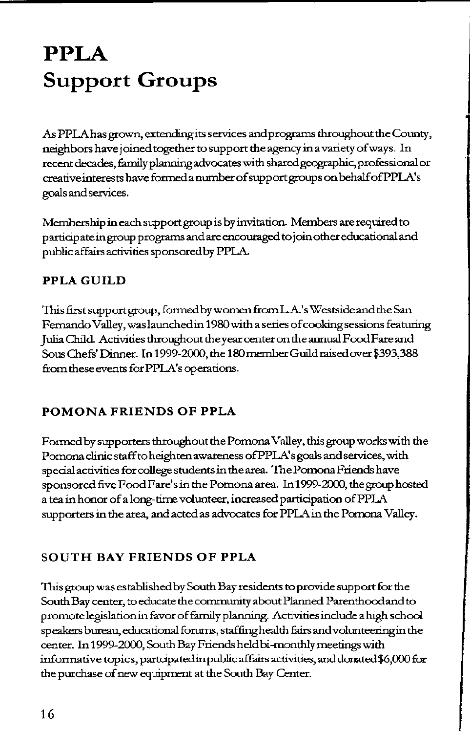# PPLA Support Groups

As PPLA has grown, extending its services and programs throughout the County, neighbors have joined together to support the agency in a variety of ways. In recent decades, family planning advocates with shared geographic, professional or creative interests have formed a number of support groups on behalf of PPLA's goals and services.

Membership in each support group is by invitation. Members are required to participate in group programs and are encouraged to join other educational and public affairs activities sponsored by PPLA.

### PPLA GUILD

This first support group, formed by women from L.A.'s Westside and the San Fernando Valley, was launched in 1980 with a series of cooking sessions featuring Julia Child. Activities throughout the year center on the annual Food Fare and Sous Chefs' Dinner. In 1999-2000, the 180 member Guild raised over $393,388 from these events for PPLA's operations.

### POMONA FRIENDS OF PPLA

Formed by supporters throughout the Pomona Valley, this group works with the Pomona clinic staff to heighten awareness of PPLA's goals and services, with special activities for college students in the area. The Pomona Friends have sponsored five Food Fare's in the Pomona area. In 1999-2000, the group hosted a tea in honor of a long-time volunteer, increased participation of PPLA supporters in the area, and acted as advocates for PPLA in the Pomona Valley.

### SOUTH BAY FRIENDS OF PPLA

This group was established by South Bay residents to provide support for the South Bay center, to educate the community about Planned Parenthood and to promote legislation in favor of family planning. Activities include a high school speakers bureau, educational forums, staffing health fairs and volunteering in the center. In 1999-2000, South Bay Friends held bi-monthly meetings with informative topics, partcipated in public affairs activities, and donated $6,000 for the purchase of new equipment at the South Bay Center.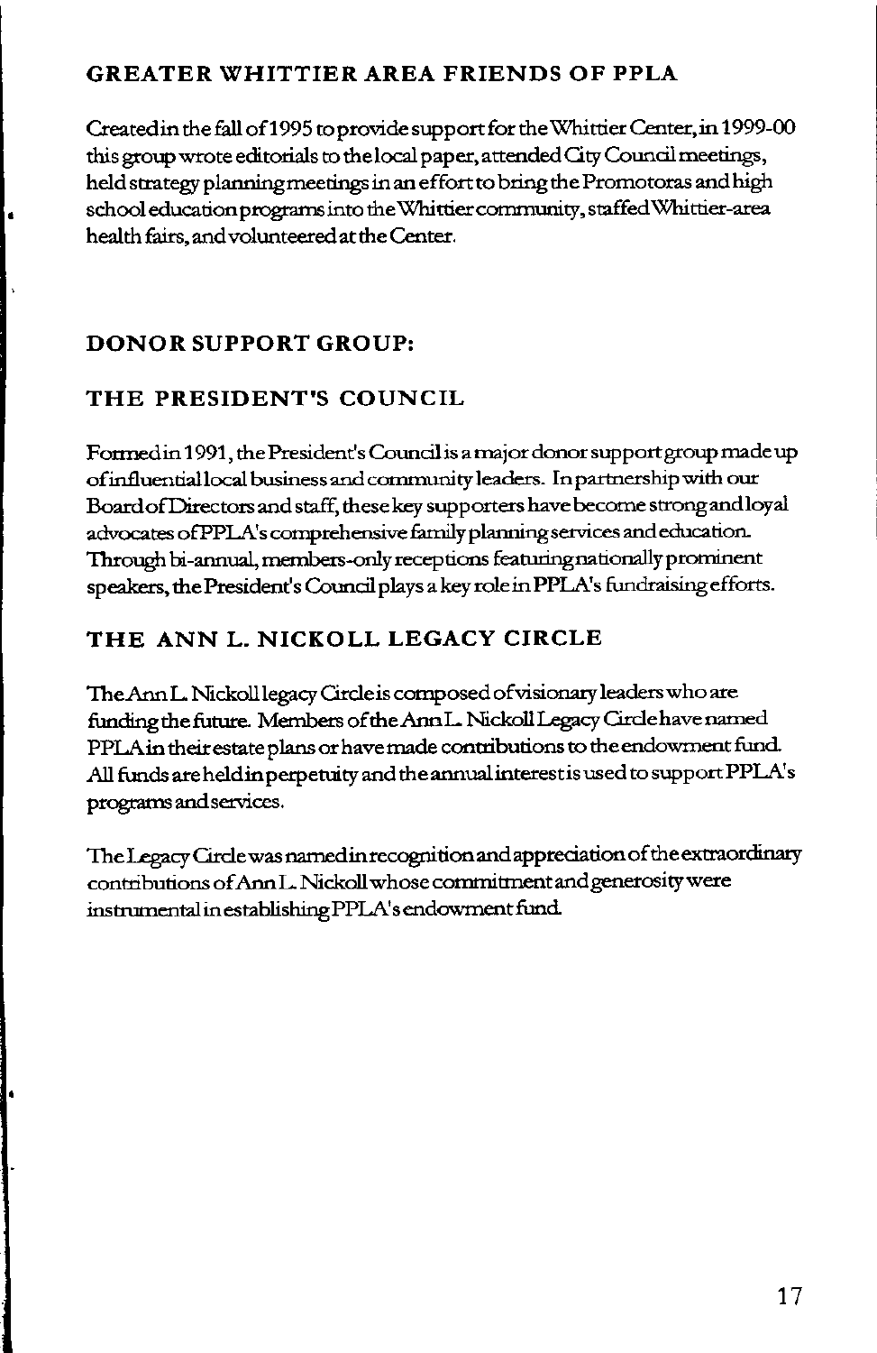## GREATER WHITTIER AREA FRIENDS OF PPLA

Created in the fall of 1995 to provide support for the Whittier Center, in 1999-00 this group wrote editorials to the local paper, attended City Council meetings, held strategy planning meetings in an effort to bring the Promotoras and high school education programs into the Whittier community, staffed Whittier-area health fairs, and volunteered at the Center.

## DONOR SUPPORT GROUP:

## THE PRESIDENT'S COUNCIL

Formed in 1991, the President's Council is a major donor support group made up of influential local business and community leaders. In partnership with our Board of Directors and staff, these key supporters have become strong and loyal advocates of PPLA's comprehensive family planning services and education. Through bi-annual, members-only receptions featuring nationally prominent speakers, the President's Council plays a key role in PPLA's fundraising efforts.

## THE ANN L. NICKOLL LEGACY CIRCLE

The Ann L. Nickoll legacy Circle is composed of visionary leaders who are funding the future. Members of the Ann L. Nickoll Legacy Circle have named PPLA in their estate plans or have made contributions to the endowment fund. All funds are held in perpetuity and the annual interest is used to support PPLA's programs and services.

The Legacy Circle was named in recognition and appreciation of the extraordinary contributions of Ann L. Nickoll whose commitment and generosity were instrumental in establishing PPLA's endowment fund.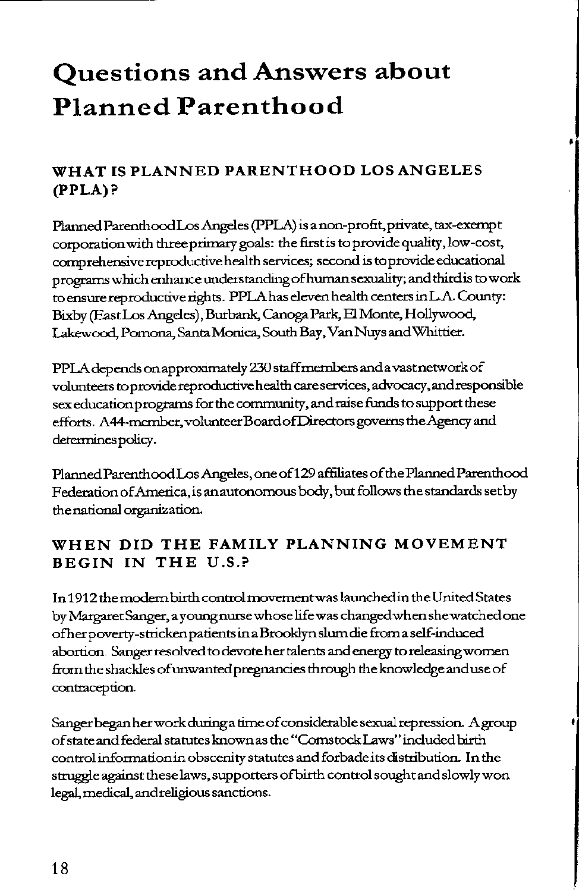# Questions and Answers about Planned Parenthood

## WHAT IS PLANNED PARENTHOOD LOS ANGELES (PPLA)?

Planned Parenthood Los Angeles (PPLA) is a non-profit, private, tax-exempt corporation with three primary goals: the first is to provide quality, low-cost, comprehensive reproductive health services; second is to provide educational programs which enhance understanding of human sexuality; and third is to work to ensure reproductive rights. PPLA has eleven health centers in L.A. County: Bixby (East Los Angeles), Burbank, Canoga Park, El Monte, Hollywood, Lakewood, Pomona, Santa Monica, South Bay, Van Nuys and Whittier.

PPLA depends on approximately 230 staff members and a vast network of volunteers to provide reproductive health care services, advocacy, and responsible sex education programs for the community, and raise funds to support these efforts. A 44-member, volunteer Board of Directors governs the Agency and determines policy.

Planned Parenthood Los Angeles, one of 129 affiliates of the Planned Parenthood Federation of America, is an autonomous body, but follows the standards set by the national organization.

## WHEN DID THE FAMILY PLANNING MOVEMENT BEGIN IN THE U.S.?

In 1912 the modern birth control movement was launched in the United States by Margaret Sanger, a young nurse whose life was changed when she watched one of her poverty-stricken patients in a Brooklyn slum die from a self-induced abortion. Sanger resolved to devote her talents and energy to releasing women from the shackles of unwanted pregnancies through the knowledge and use of contraception.

Sanger began her work during a time of considerable sexual repression. A group of state and federal statutes known as the "Comstock Laws" included birth control information in obscenity statutes and forbade its distribution. In the struggle against these laws, supporters of birth control sought and slowly won legal, medical, and religious sanctions.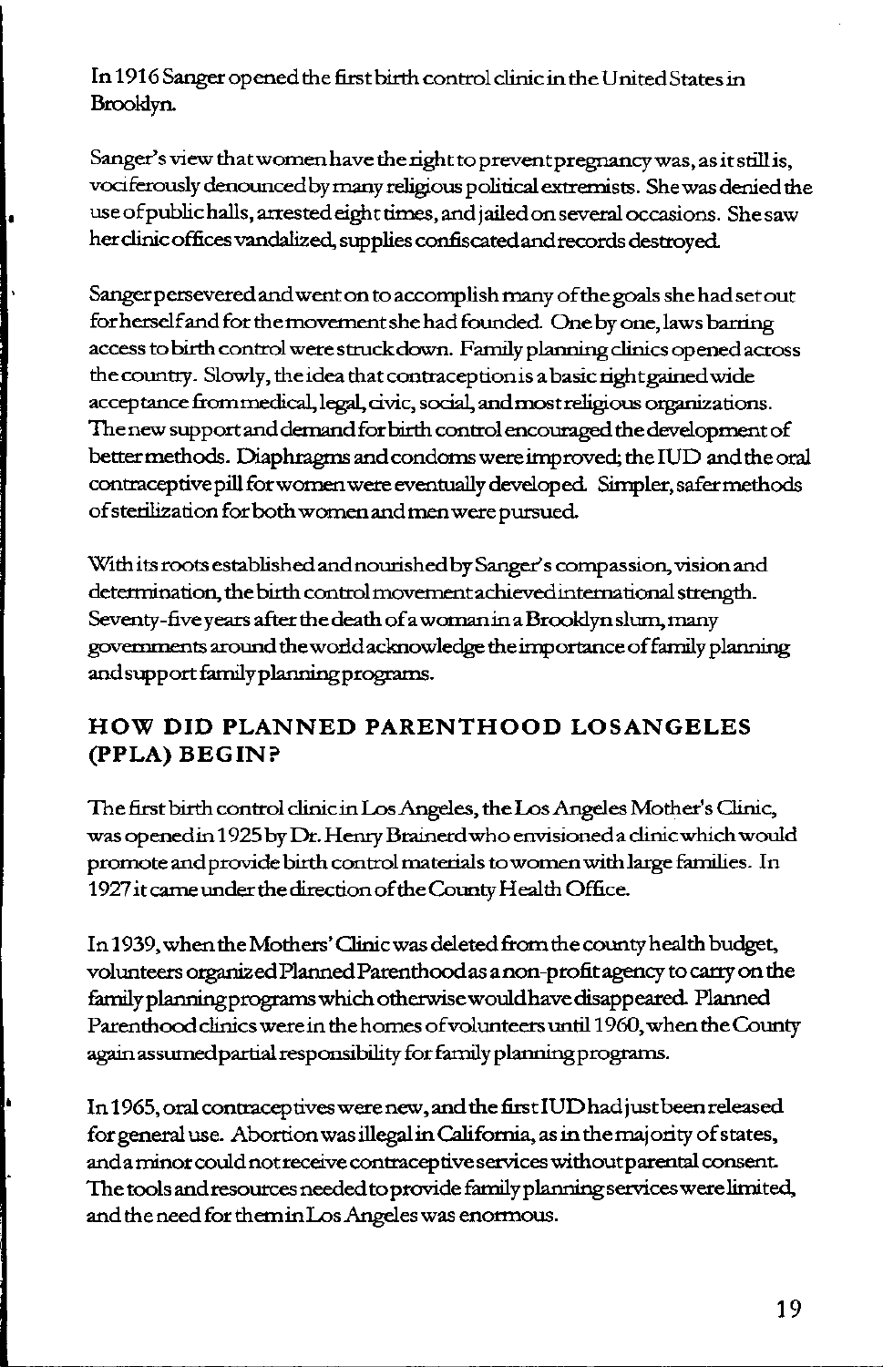In 1916 Sanger opened the first birth control clinic in the United States in Brooklyn.

Sanger's view that women have the right to prevent pregnancy was, as it still is, vociferously denounced by many religious political extremists. She was denied the use of public halls, arrested eight times, and jailed on several occasions. She saw her clinic offices vandalized, supplies confiscated and records destroyed.

Sanger persevered and went on to accomplish many of the goals she had set out for herself and for the movement she had founded. One by one, laws barring access to birth control were struck down. Family planning clinics opened across the country. Slowly, the idea that contraception is a basic right gained wide acceptance from medical, legal, civic, social, and most religious organizations. The new support and demand for birth control encouraged the development of better methods. Diaphragms and condoms were improved; the IUD and the oral contraceptive pill for women were eventually developed. Simpler, safer methods of sterilization for both women and men were pursued.

With its roots established and nourished by Sanger's compassion, vision and determination, the birth control movement achieved international strength. Seventy-five years after the death of a woman in a Brooklyn slum, many governments around the world acknowledge the importance of family planning and support family planning programs.

## HOW DID PLANNED PARENTHOOD LOSANGELES (PPLA) BEGIN?

The first birth control clinic in Los Angeles, the Los Angeles Mother's Clinic, was opened in 1925 by Dr. Henry Brainerd who envisioned a clinic which would promote and provide birth control materials to women with large families. In 1927 it came under the direction of the County Health Office.

In 1939, when the Mothers' Clinic was deleted from the county health budget, volunteers organized Planned Parenthood as a non-profit agency to carry on the family planning programs which otherwise would have disappeared. Planned Parenthood clinics were in the homes of volunteers until 1960, when the County again assumed partial responsibility for family planning programs.

In 1965, oral contraceptives were new, and the first IUD had just been released for general use. Abortion was illegal in California, as in the majority of states, and a minor could not receive contraceptive services without parental consent. The tools and resources needed to provide family planning services were limited, and the need for them in Los Angeles was enormous.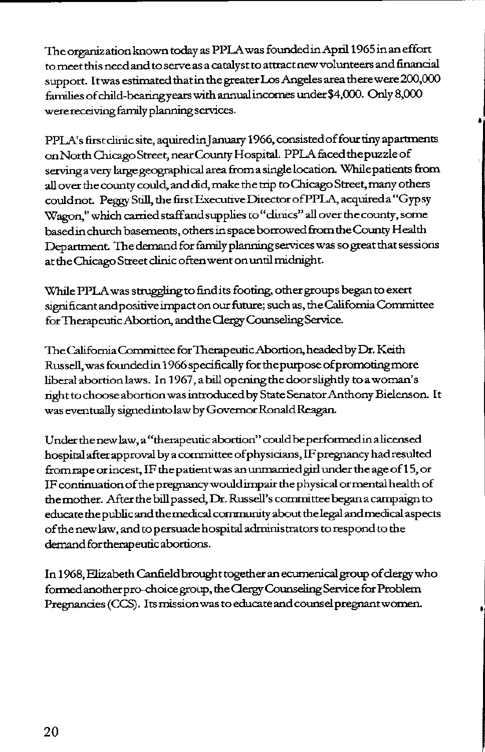The organization known today as PPLA was founded in April 1965 in an effort to meet this need and to serve as a catalyst to attract new volunteers and financial support. It was estimated that in the greater Los Angeles area there were 200,000 families of child-bearing years with annual incomes under $4,000. Only 8,000 were receiving family planning services.

PPLA's first clinic site, aquired in January 1966, consisted of four tiny apartments on North Chicago Street, near County Hospital. PPLA faced the puzzle of serving a very large geographical area from a single location. While patients from all over the county could, and did, make the trip to Chicago Street, many others could not. Peggy Still, the first Executive Director of PPLA, acquired a "Gypsy Wagon," which carried staff and supplies to "clinics" all over the county, some based in church basements, others in space borrowed from the County Health Department. The demand for family planning services was so great that sessions at the Chicago Street clinic often went on until midnight.

While PPLA was struggling to find its footing, other groups began to exert significant and positive impact on our future; such as, the California Committee for Therapeutic Abortion, and the Clergy Counseling Service.

The California Committee for Therapeutic Abortion, headed by Dr. Keith Russell, was founded in 1966 specifically for the purpose of promoting more liberal abortion laws. In 1967, a bill opening the door slightly to a woman's right to choose abortion was introduced by State Senator Anthony Bielenson. It was eventually signed into law by Governor Ronald Reagan.

Under the new law, a "therapeutic abortion" could be performed in a licensed hospital after approval by a committee of physicians, IF pregnancy had resulted from rape or incest, IF the patient was an unmarried girl under the age of 15, or IF continuation of the pregnancy would impair the physical or mental health of the mother. After the bill passed, Dr. Russell's committee began a campaign to educate the public and the medical community about the legal and medical aspects of the new law, and to persuade hospital administrators to respond to the demand for therapeutic abortions.

In 1968, Elizabeth Canfield brought together an ecumenical group of clergy who formed another pro-choice group, the Clergy Counseling Service for Problem Pregnancies (CCS). Its mission was to educate and counsel pregnant women.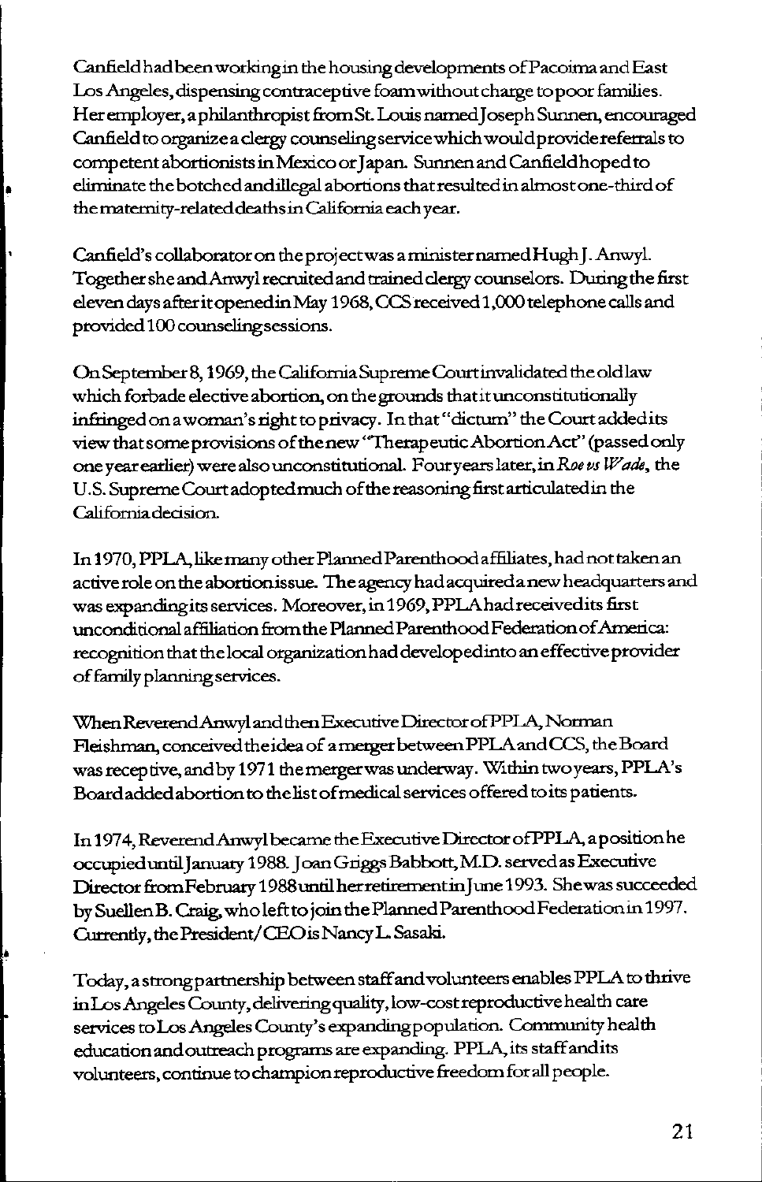Canfield had been working in the housing developments of Pacoima and East Los Angeles, dispensing contraceptive foam without charge to poor families. Her employer, a philanthropist from St. Louis named Joseph Sunnen, encouraged Canfield to organize a clergy counseling service which would provide referrals to competent abortionists in Mexico or Japan. Sunnen and Canfield hoped to eliminate the botched and illegal abortions that resulted in almost one-third of the maternity-related deaths in California each year.

Canfield's collaborator on the project was a minister named Hugh J. Anwyl. Together she and Anwyl recruited and trained clergy counselors. During the first eleven days after it opened in May 1968, CCS received 1,000 telephone calls and provided 100 counseling sessions.

On September 8, 1969, the California Supreme Court invalidated the old law which forbade elective abortion, on the grounds that it unconstitutionally infringed on a woman's right to privacy. In that "dictum" the Court added its view that some provisions of the new "Therapeutic Abortion Act" (passed only one year earlier) were also unconstitutional. Four years later, in *Roe vs Wade*, the U.S. Supreme Court adopted much of the reasoning first articulated in the California decision.

In 1970, PPLA, like many other Planned Parenthood affiliates, had not taken an active role on the abortion issue. The agency had acquired a new headquarters and was expanding its services. Moreover, in 1969, PPLA had received its first unconditional affiliation from the Planned Parenthood Federation of America: recognition that the local organization had developed into an effective provider of family planning services.

When Reverend Anwyl and then Executive Director of PPLA, Norman Fleishman, conceived the idea of a merger between PPLA and CCS, the Board was receptive, and by 1971 the merger was underway. Within two years, PPLA's Board added abortion to the list of medical services offered to its patients.

In 1974, Reverend Anwyl became the Executive Director of PPLA, a position he occupied until January 1988. Joan Griggs Babbott, M.D. served as Executive Director from February 1988 until her retirement in June 1993. She was succeeded by Suellen B. Craig, who left to join the Planned Parenthood Federation in 1997. Currently, the President/CEO is Nancy L. Sasaki.

Today, a strong partnership between staff and volunteers enables PPLA to thrive in Los Angeles County, delivering quality, low-cost reproductive health care services to Los Angeles County's expanding population. Community health education and outreach programs are expanding. PPLA, its staff and its volunteers, continue to champion reproductive freedom for all people.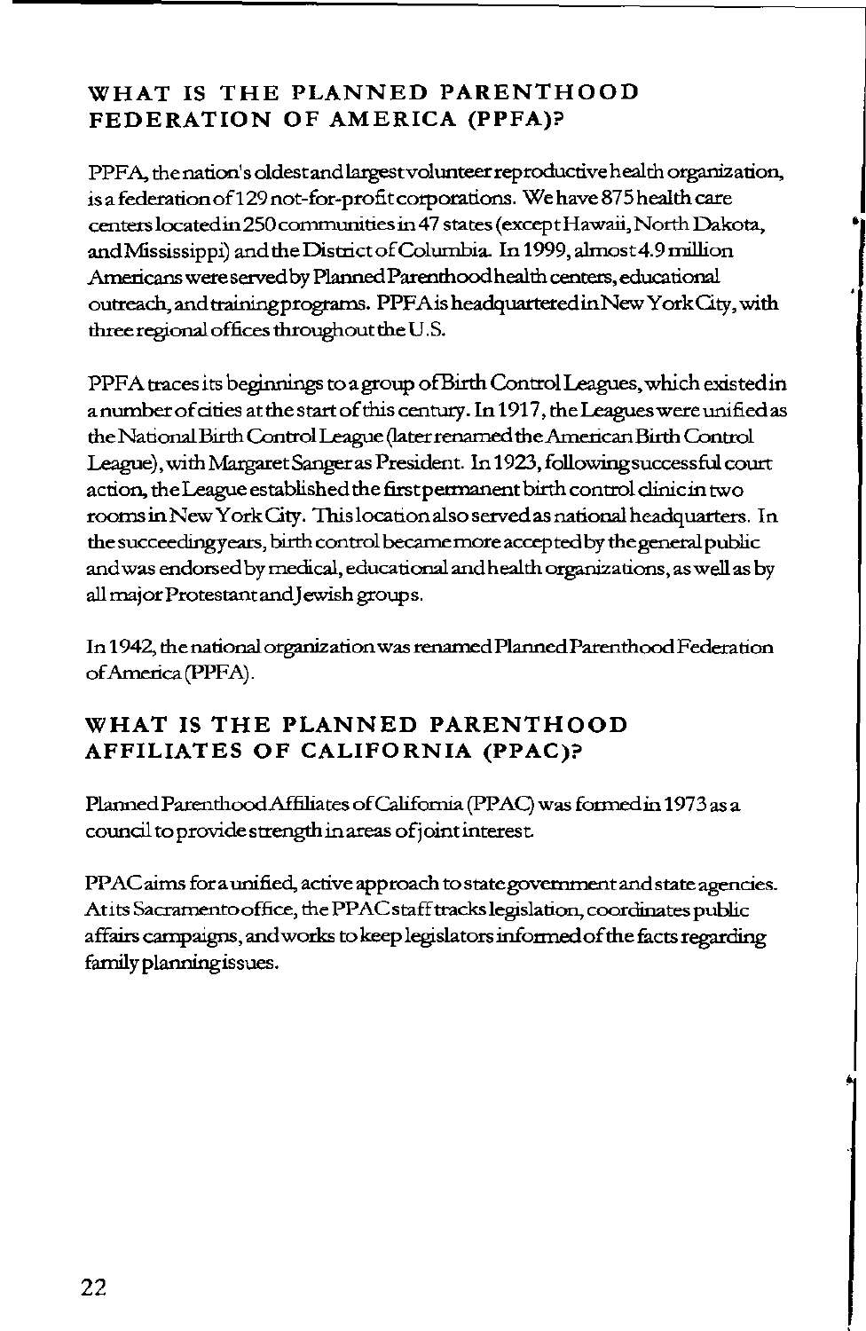## WHAT IS THE PLANNED PARENTHOOD FEDERATION OF AMERICA (PPFA)?

PPFA, the nation's oldest and largest volunteer reproductive health organization, is a federation of 129 not-for-profit corporations. We have 875 health care centers located in 250 communities in 47 states (except Hawaii, North Dakota, and Mississippi) and the District of Columbia. In 1999, almost 4.9 million Americans were served by Planned Parenthood health centers, educational outreach, and training programs. PPFA is headquartered in New York City, with three regional offices throughout the U.S.

PPFA traces its beginnings to a group of Birth Control Leagues, which existed in a number of cities at the start of this century. In 1917, the Leagues were unified as the National Birth Control League (later renamed the American Birth Control League), with Margaret Sanger as President. In 1923, following successful court action, the League established the first permanent birth control clinic in two rooms in New York City. This location also served as national headquarters. In the succeeding years, birth control became more accepted by the general public and was endorsed by medical, educational and health organizations, as well as by all major Protestant and Jewish groups.

In 1942, the national organization was renamed Planned Parenthood Federation of America (PPFA).

## WHAT IS THE PLANNED PARENTHOOD AFFILIATES OF CALIFORNIA (PPAC)?

Planned Parenthood Affiliates of California (PPAC) was formed in 1973 as a council to provide strength in areas of joint interest.

PPAC aims for a unified, active approach to state government and state agencies. At its Sacramento office, the PPAC staff tracks legislation, coordinates public affairs campaigns, and works to keep legislators informed of the facts regarding family planning issues.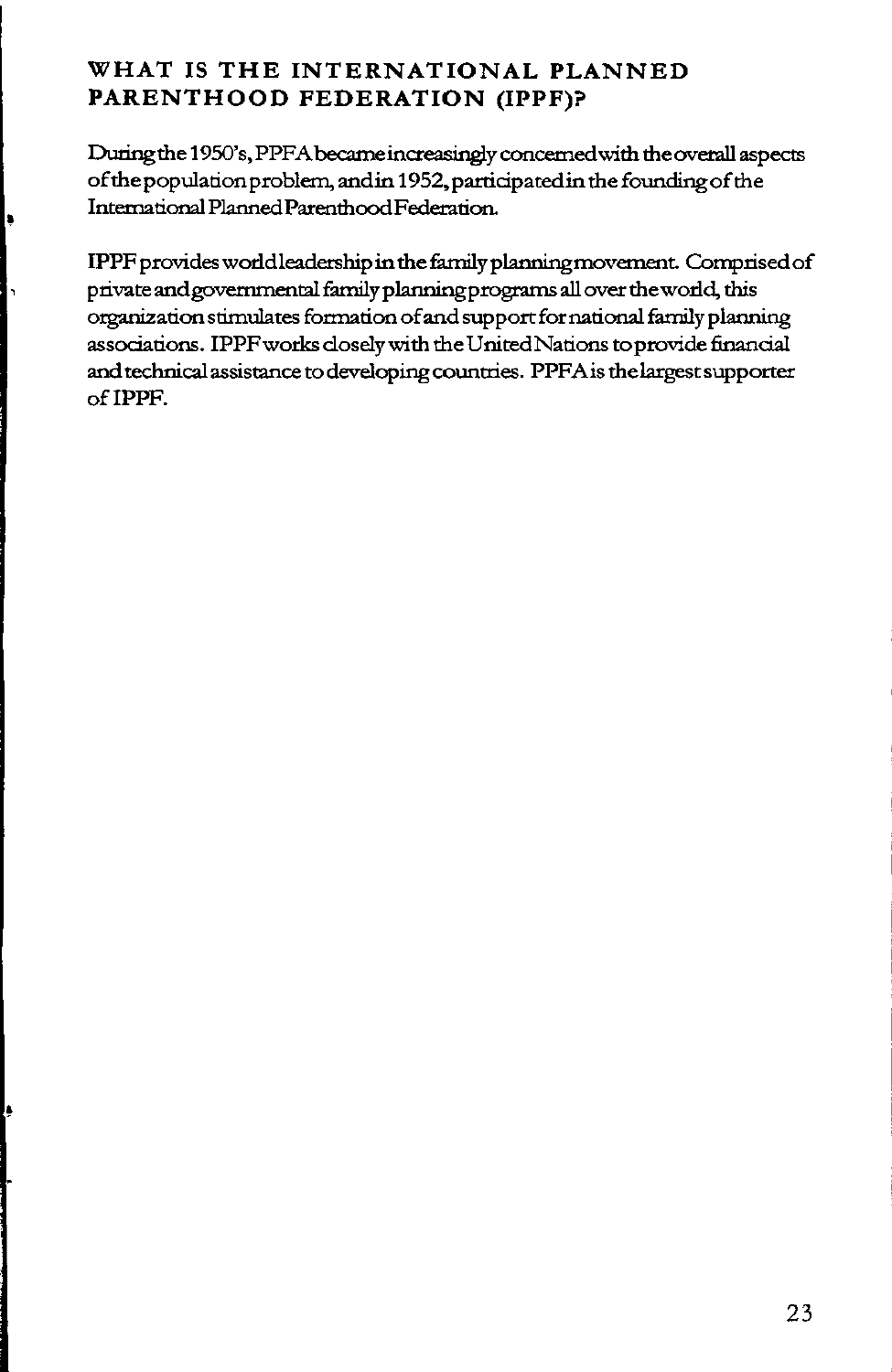## WHAT IS THE INTERNATIONAL PLANNED PARENTHOOD FEDERATION (IPPF)?

During the 1950's, PPFA became increasingly concerned with the overall aspects of the population problem, and in 1952, participated in the founding of the International Planned Parenthood Federation.

IPPF provides world leadership in the family planning movement. Comprised of private and governmental family planning programs all over the world, this organization stimulates formation of and support for national family planning associations. IPPF works closely with the United Nations to provide financial and technical assistance to developing countries. PPFA is the largest supporter of IPPF.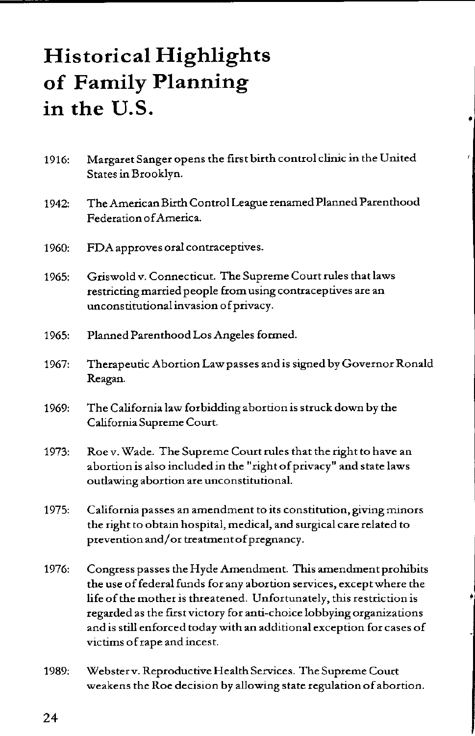# Historical Highlights of Family Planning in the U.S.

1916: Margaret Sanger opens the first birth control clinic in the United States in Brooklyn.

1942: The American Birth Control League renamed Planned Parenthood Federation of America.

1960: FDA approves oral contraceptives.

1965: Griswold v. Connecticut. The Supreme Court rules that laws restricting married people from using contraceptives are an unconstitutional invasion of privacy.

1965: Planned Parenthood Los Angeles formed.

1967: Therapeutic Abortion Law passes and is signed by Governor Ronald Reagan.

1969: The California law forbidding abortion is struck down by the California Supreme Court.

1973: Roe v. Wade. The Supreme Court rules that the right to have an abortion is also included in the "right of privacy" and state laws outlawing abortion are unconstitutional.

1975: California passes an amendment to its constitution, giving minors the right to obtain hospital, medical, and surgical care related to prevention and/or treatment of pregnancy.

1976: Congress passes the Hyde Amendment. This amendment prohibits the use of federal funds for any abortion services, except where the life of the mother is threatened. Unfortunately, this restriction is regarded as the first victory for anti-choice lobbying organizations and is still enforced today with an additional exception for cases of victims of rape and incest.

1989: Webster v. Reproductive Health Services. The Supreme Court weakens the Roe decision by allowing state regulation of abortion.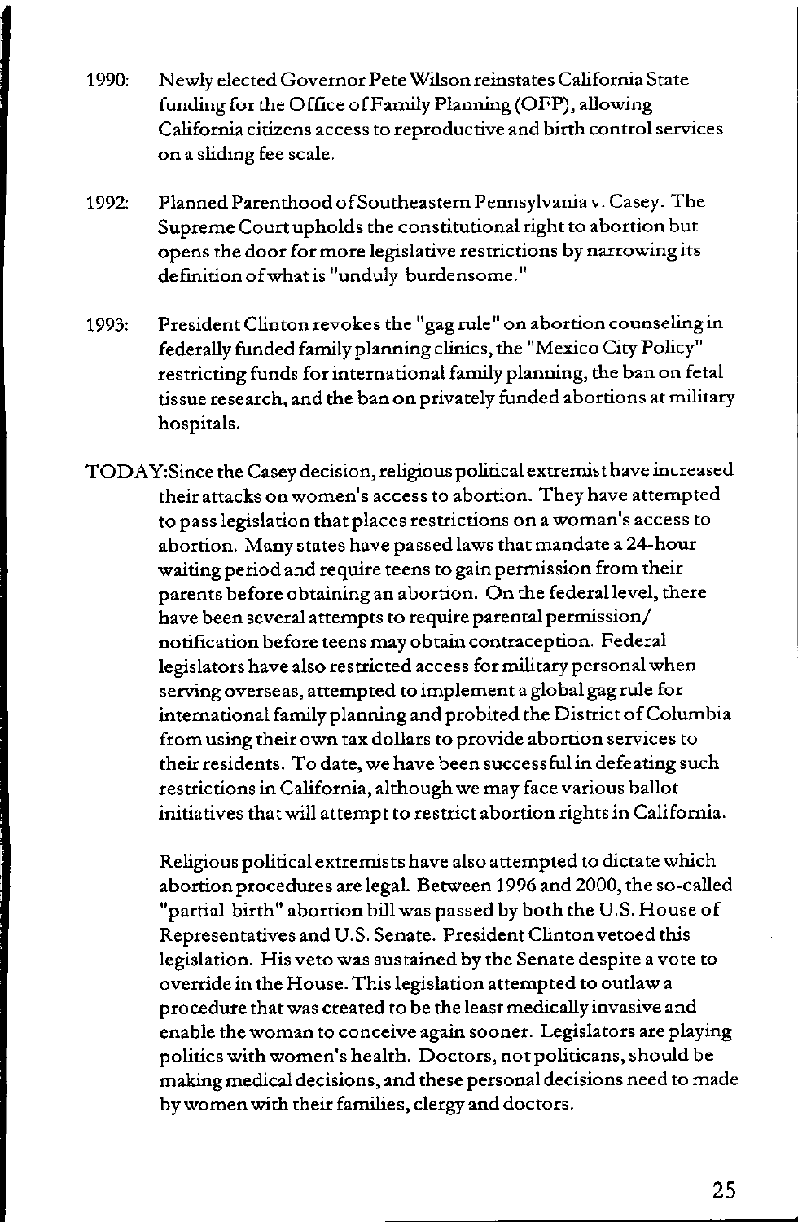1990: Newly elected Governor Pete Wilson reinstates California State funding for the Office of Family Planning (OFP), allowing California citizens access to reproductive and birth control services on a sliding fee scale.

1992: Planned Parenthood of Southeastern Pennsylvania v. Casey. The Supreme Court upholds the constitutional right to abortion but opens the door for more legislative restrictions by narrowing its definition of what is "unduly burdensome."

1993: President Clinton revokes the "gag rule" on abortion counseling in federally funded family planning clinics, the "Mexico City Policy" restricting funds for international family planning, the ban on fetal tissue research, and the ban on privately funded abortions at military hospitals.

TODAY: Since the Casey decision, religious political extremist have increased their attacks on women's access to abortion. They have attempted to pass legislation that places restrictions on a woman's access to abortion. Many states have passed laws that mandate a 24-hour waiting period and require teens to gain permission from their parents before obtaining an abortion. On the federal level, there have been several attempts to require parental permission/ notification before teens may obtain contraception. Federal legislators have also restricted access for military personal when serving overseas, attempted to implement a global gag rule for international family planning and probited the District of Columbia from using their own tax dollars to provide abortion services to their residents. To date, we have been successful in defeating such restrictions in California, although we may face various ballot initiatives that will attempt to restrict abortion rights in California.

Religious political extremists have also attempted to dictate which abortion procedures are legal. Between 1996 and 2000, the so-called "partial-birth" abortion bill was passed by both the U.S. House of Representatives and U.S. Senate. President Clinton vetoed this legislation. His veto was sustained by the Senate despite a vote to override in the House. This legislation attempted to outlaw a procedure that was created to be the least medically invasive and enable the woman to conceive again sooner. Legislators are playing politics with women's health. Doctors, not politicans, should be making medical decisions, and these personal decisions need to made by women with their families, clergy and doctors.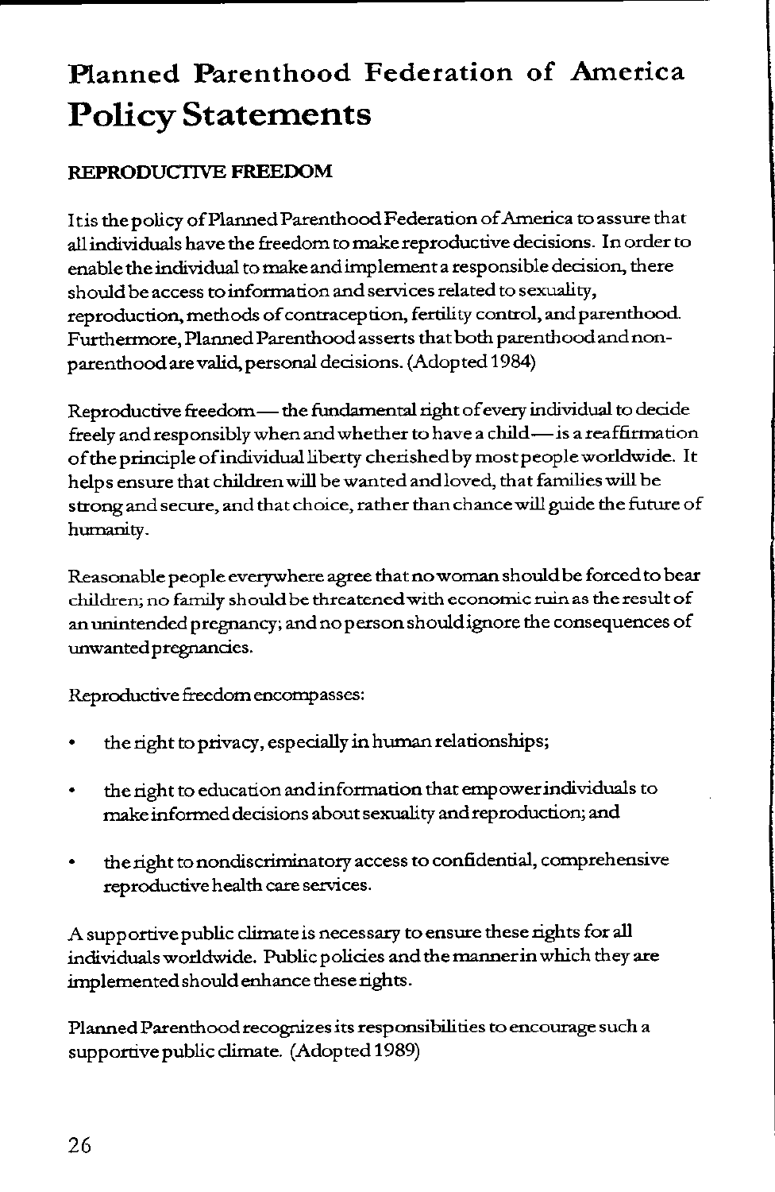# Planned Parenthood Federation of America
# Policy Statements

### REPRODUCTIVE FREEDOM

It is the policy of Planned Parenthood Federation of America to assure that all individuals have the freedom to make reproductive decisions. In order to enable the individual to make and implement a responsible decision, there should be access to information and services related to sexuality, reproduction, methods of contraception, fertility control, and parenthood. Furthermore, Planned Parenthood asserts that both parenthood and non-parenthood are valid, personal decisions. (Adopted 1984)

Reproductive freedom — the fundamental right of every individual to decide freely and responsibly when and whether to have a child — is a reaffirmation of the principle of individual liberty cherished by most people worldwide. It helps ensure that children will be wanted and loved, that families will be strong and secure, and that choice, rather than chance will guide the future of humanity.

Reasonable people everywhere agree that no woman should be forced to bear children; no family should be threatened with economic ruin as the result of an unintended pregnancy; and no person should ignore the consequences of unwanted pregnancies.

Reproductive freedom encompasses:

- the right to privacy, especially in human relationships;
- the right to education and information that empower individuals to make informed decisions about sexuality and reproduction; and
- the right to nondiscriminatory access to confidential, comprehensive reproductive health care services.

A supportive public climate is necessary to ensure these rights for all individuals worldwide. Public policies and the manner in which they are implemented should enhance these rights.

Planned Parenthood recognizes its responsibilities to encourage such a supportive public climate. (Adopted 1989)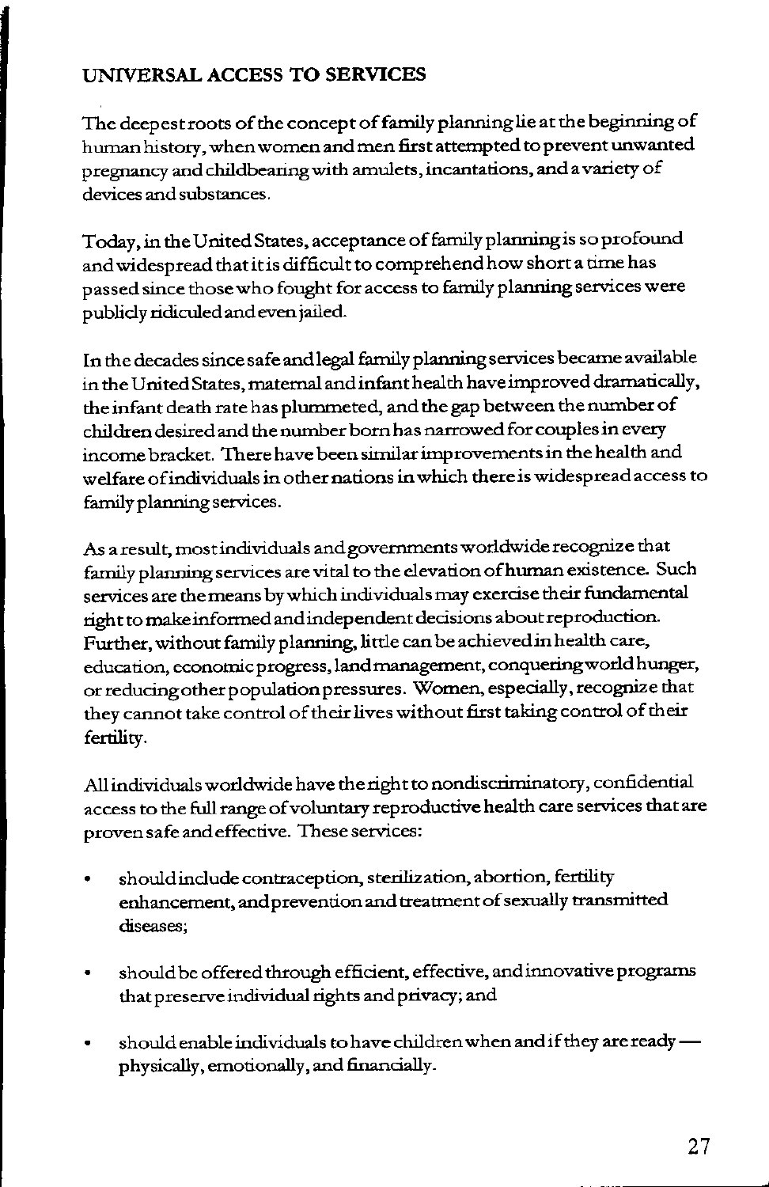## UNIVERSAL ACCESS TO SERVICES

The deepest roots of the concept of family planning lie at the beginning of human history, when women and men first attempted to prevent unwanted pregnancy and childbearing with amulets, incantations, and a variety of devices and substances.

Today, in the United States, acceptance of family planning is so profound and widespread that it is difficult to comprehend how short a time has passed since those who fought for access to family planning services were publicly ridiculed and even jailed.

In the decades since safe and legal family planning services became available in the United States, maternal and infant health have improved dramatically, the infant death rate has plummeted, and the gap between the number of children desired and the number born has narrowed for couples in every income bracket. There have been similar improvements in the health and welfare of individuals in other nations in which there is widespread access to family planning services.

As a result, most individuals and governments worldwide recognize that family planning services are vital to the elevation of human existence. Such services are the means by which individuals may exercise their fundamental right to make informed and independent decisions about reproduction. Further, without family planning, little can be achieved in health care, education, economic progress, land management, conquering world hunger, or reducing other population pressures. Women, especially, recognize that they cannot take control of their lives without first taking control of their fertility.

All individuals worldwide have the right to nondiscriminatory, confidential access to the full range of voluntary reproductive health care services that are proven safe and effective. These services:

- should include contraception, sterilization, abortion, fertility enhancement, and prevention and treatment of sexually transmitted diseases;
- should be offered through efficient, effective, and innovative programs that preserve individual rights and privacy; and
- should enable individuals to have children when and if they are ready — physically, emotionally, and financially.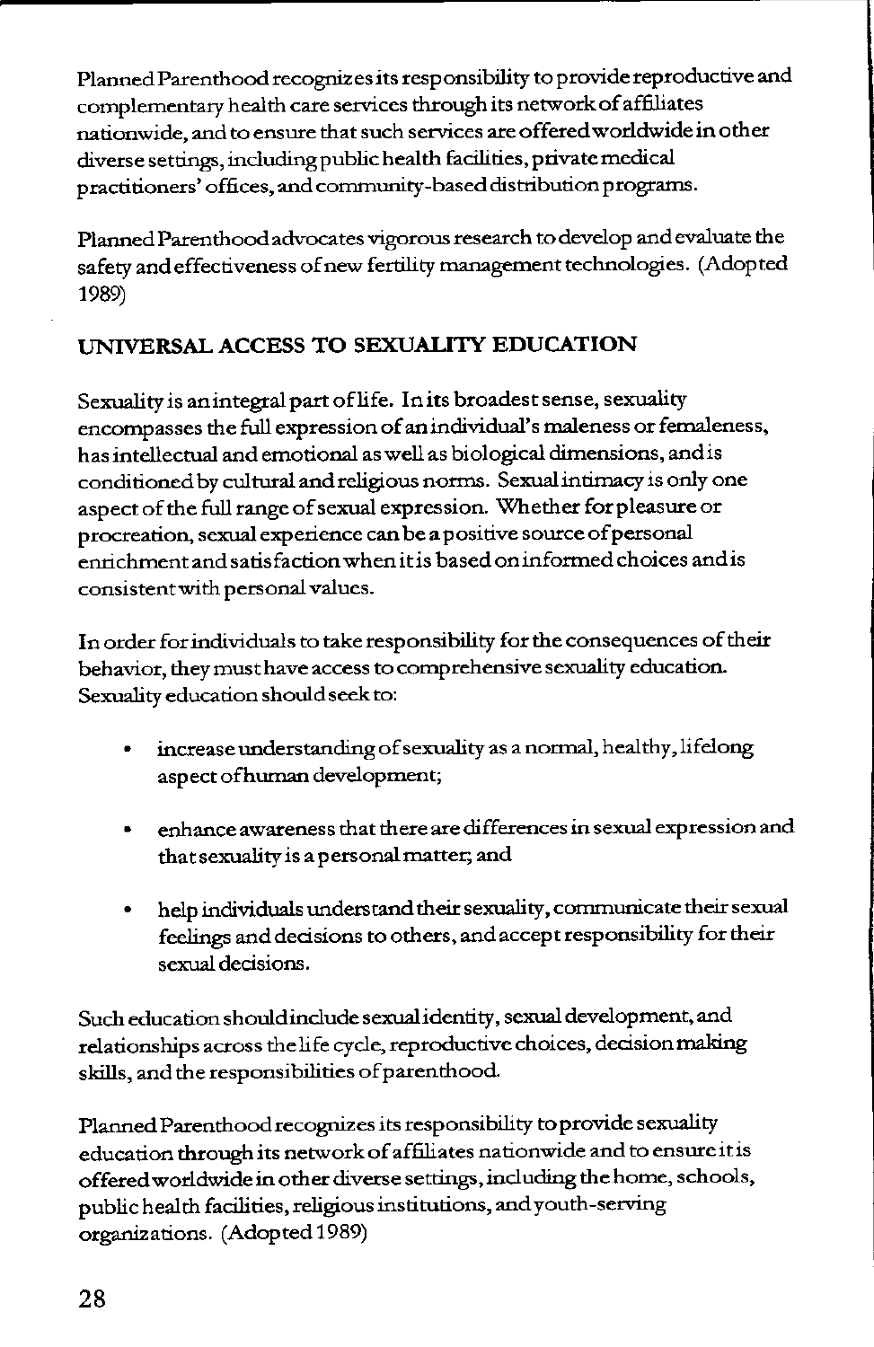Planned Parenthood recognizes its responsibility to provide reproductive and complementary health care services through its network of affiliates nationwide, and to ensure that such services are offered worldwide in other diverse settings, including public health facilities, private medical practitioners' offices, and community-based distribution programs.

Planned Parenthood advocates vigorous research to develop and evaluate the safety and effectiveness of new fertility management technologies. (Adopted 1989)

## UNIVERSAL ACCESS TO SEXUALITY EDUCATION

Sexuality is an integral part of life. In its broadest sense, sexuality encompasses the full expression of an individual's maleness or femaleness, has intellectual and emotional as well as biological dimensions, and is conditioned by cultural and religious norms. Sexual intimacy is only one aspect of the full range of sexual expression. Whether for pleasure or procreation, sexual experience can be a positive source of personal enrichment and satisfaction when it is based on informed choices and is consistent with personal values.

In order for individuals to take responsibility for the consequences of their behavior, they must have access to comprehensive sexuality education. Sexuality education should seek to:

- increase understanding of sexuality as a normal, healthy, lifelong aspect of human development;
- enhance awareness that there are differences in sexual expression and that sexuality is a personal matter; and
- help individuals understand their sexuality, communicate their sexual feelings and decisions to others, and accept responsibility for their sexual decisions.

Such education should include sexual identity, sexual development, and relationships across the life cycle, reproductive choices, decision making skills, and the responsibilities of parenthood.

Planned Parenthood recognizes its responsibility to provide sexuality education through its network of affiliates nationwide and to ensure it is offered worldwide in other diverse settings, including the home, schools, public health facilities, religious institutions, and youth-serving organizations. (Adopted 1989)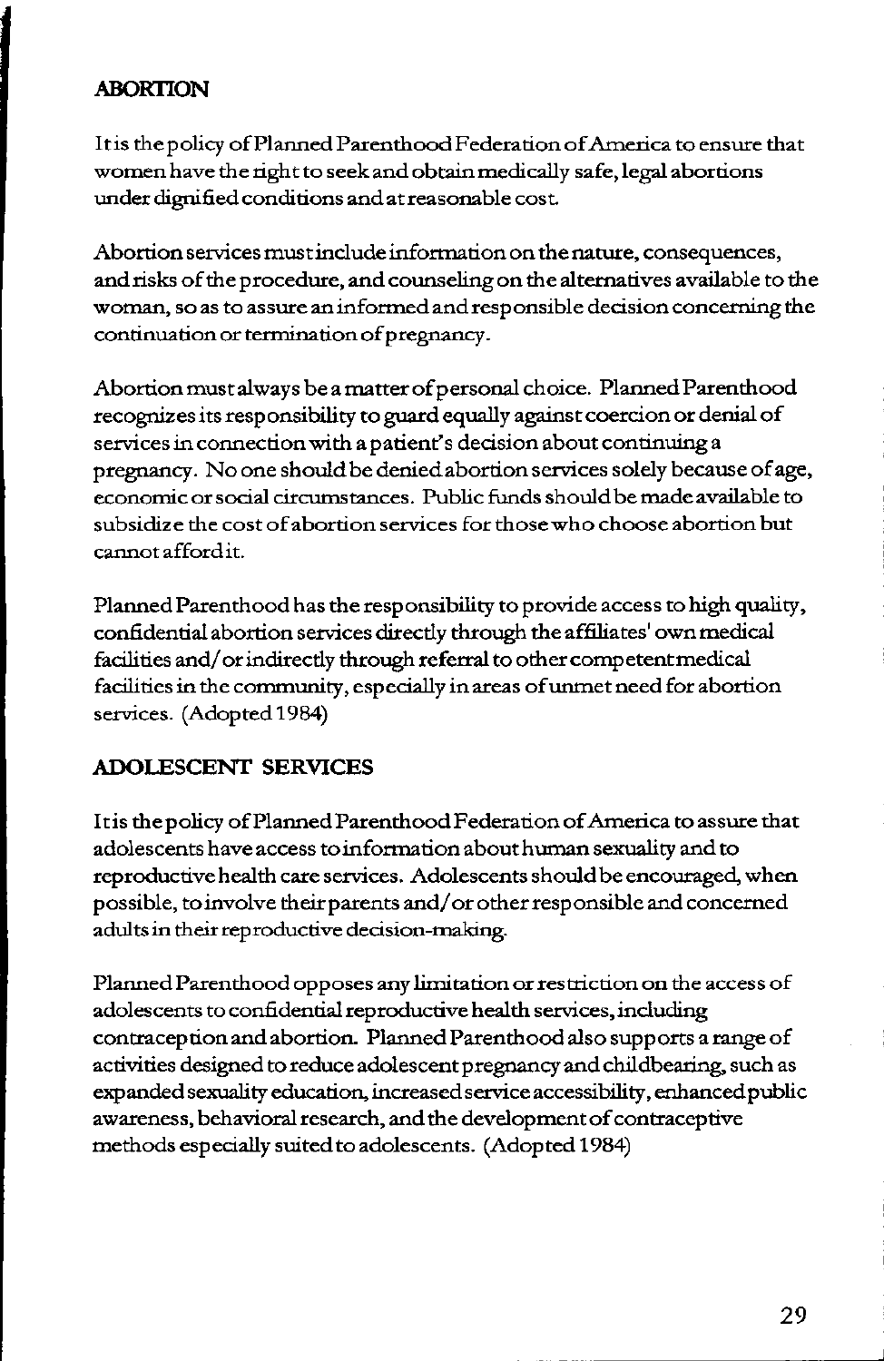## ABORTION

It is the policy of Planned Parenthood Federation of America to ensure that women have the right to seek and obtain medically safe, legal abortions under dignified conditions and at reasonable cost.

Abortion services must include information on the nature, consequences, and risks of the procedure, and counseling on the alternatives available to the woman, so as to assure an informed and responsible decision concerning the continuation or termination of pregnancy.

Abortion must always be a matter of personal choice. Planned Parenthood recognizes its responsibility to guard equally against coercion or denial of services in connection with a patient's decision about continuing a pregnancy. No one should be denied abortion services solely because of age, economic or social circumstances. Public funds should be made available to subsidize the cost of abortion services for those who choose abortion but cannot afford it.

Planned Parenthood has the responsibility to provide access to high quality, confidential abortion services directly through the affiliates' own medical facilities and/or indirectly through referral to other competent medical facilities in the community, especially in areas of unmet need for abortion services. (Adopted 1984)

## ADOLESCENT SERVICES

It is the policy of Planned Parenthood Federation of America to assure that adolescents have access to information about human sexuality and to reproductive health care services. Adolescents should be encouraged, when possible, to involve their parents and/or other responsible and concerned adults in their reproductive decision-making.

Planned Parenthood opposes any limitation or restriction on the access of adolescents to confidential reproductive health services, including contraception and abortion. Planned Parenthood also supports a range of activities designed to reduce adolescent pregnancy and childbearing, such as expanded sexuality education, increased service accessibility, enhanced public awareness, behavioral research, and the development of contraceptive methods especially suited to adolescents. (Adopted 1984)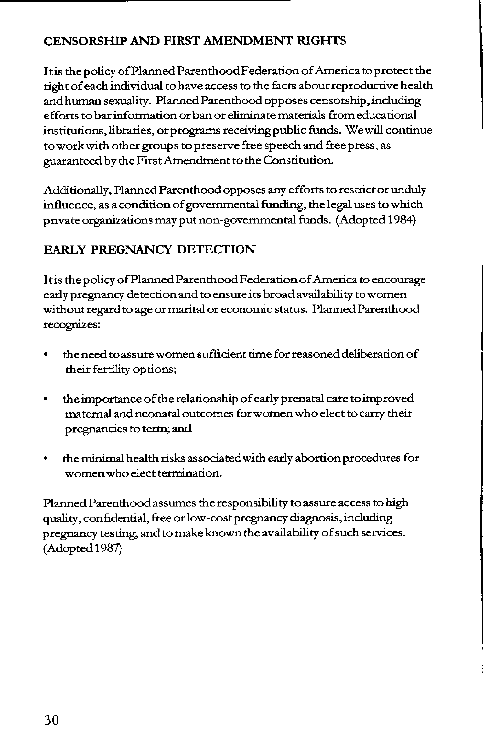## CENSORSHIP AND FIRST AMENDMENT RIGHTS

It is the policy of Planned Parenthood Federation of America to protect the right of each individual to have access to the facts about reproductive health and human sexuality. Planned Parenthood opposes censorship, including efforts to bar information or ban or eliminate materials from educational institutions, libraries, or programs receiving public funds. We will continue to work with other groups to preserve free speech and free press, as guaranteed by the First Amendment to the Constitution.

Additionally, Planned Parenthood opposes any efforts to restrict or unduly influence, as a condition of governmental funding, the legal uses to which private organizations may put non-governmental funds. (Adopted 1984)

## EARLY PREGNANCY DETECTION

It is the policy of Planned Parenthood Federation of America to encourage early pregnancy detection and to ensure its broad availability to women without regard to age or marital or economic status. Planned Parenthood recognizes:

- the need to assure women sufficient time for reasoned deliberation of their fertility options;
- the importance of the relationship of early prenatal care to improved maternal and neonatal outcomes for women who elect to carry their pregnancies to term; and
- the minimal health risks associated with early abortion procedures for women who elect termination.

Planned Parenthood assumes the responsibility to assure access to high quality, confidential, free or low-cost pregnancy diagnosis, including pregnancy testing, and to make known the availability of such services. (Adopted 1987)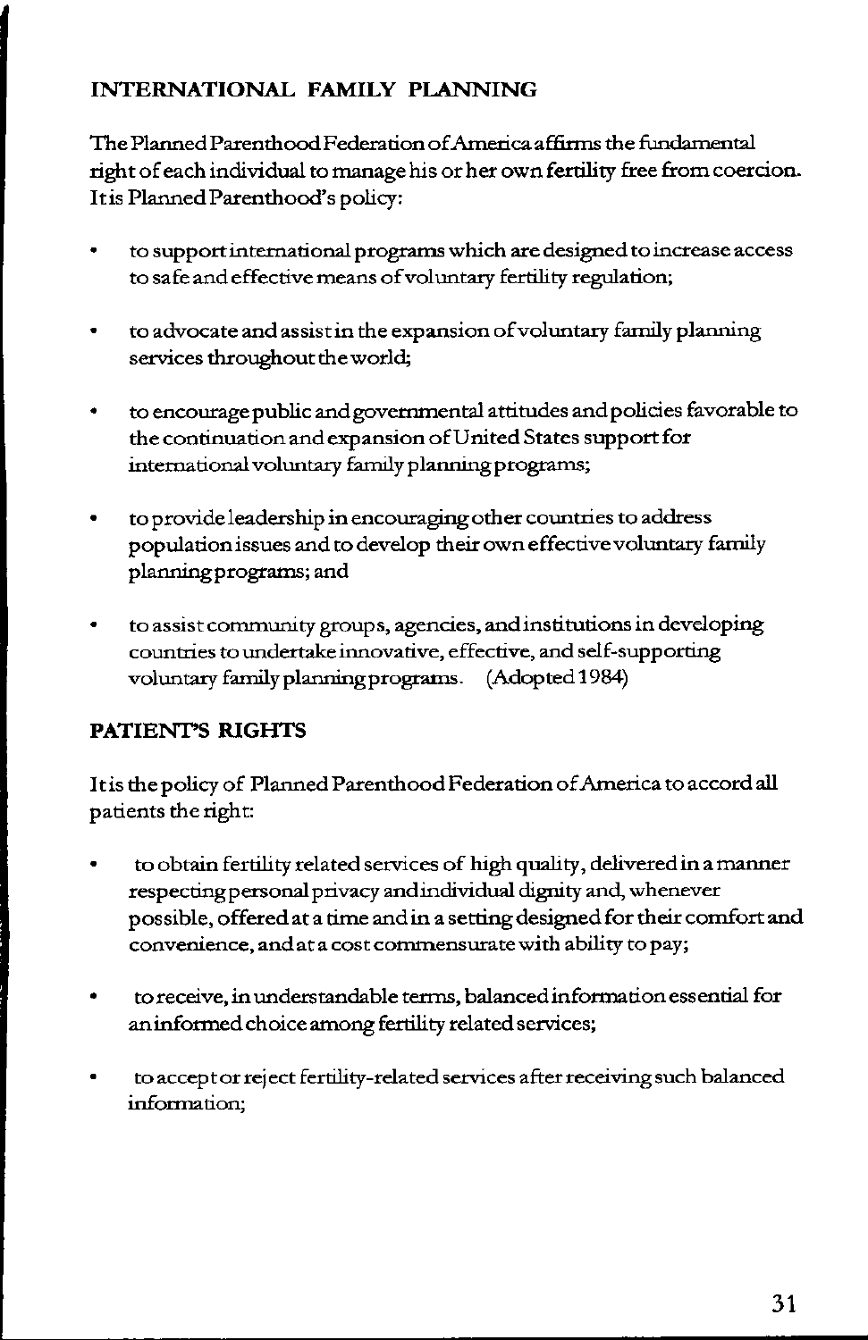## INTERNATIONAL FAMILY PLANNING

The Planned Parenthood Federation of America affirms the fundamental right of each individual to manage his or her own fertility free from coercion. It is Planned Parenthood's policy:

- to support international programs which are designed to increase access to safe and effective means of voluntary fertility regulation;
- to advocate and assist in the expansion of voluntary family planning services throughout the world;
- to encourage public and governmental attitudes and policies favorable to the continuation and expansion of United States support for international voluntary family planning programs;
- to provide leadership in encouraging other countries to address population issues and to develop their own effective voluntary family planning programs; and
- to assist community groups, agencies, and institutions in developing countries to undertake innovative, effective, and self-supporting voluntary family planning programs. (Adopted 1984)

## PATIENT'S RIGHTS

It is the policy of Planned Parenthood Federation of America to accord all patients the right:

- to obtain fertility related services of high quality, delivered in a manner respecting personal privacy and individual dignity and, whenever possible, offered at a time and in a setting designed for their comfort and convenience, and at a cost commensurate with ability to pay;
- to receive, in understandable terms, balanced information essential for an informed choice among fertility related services;
- to accept or reject fertility-related services after receiving such balanced information;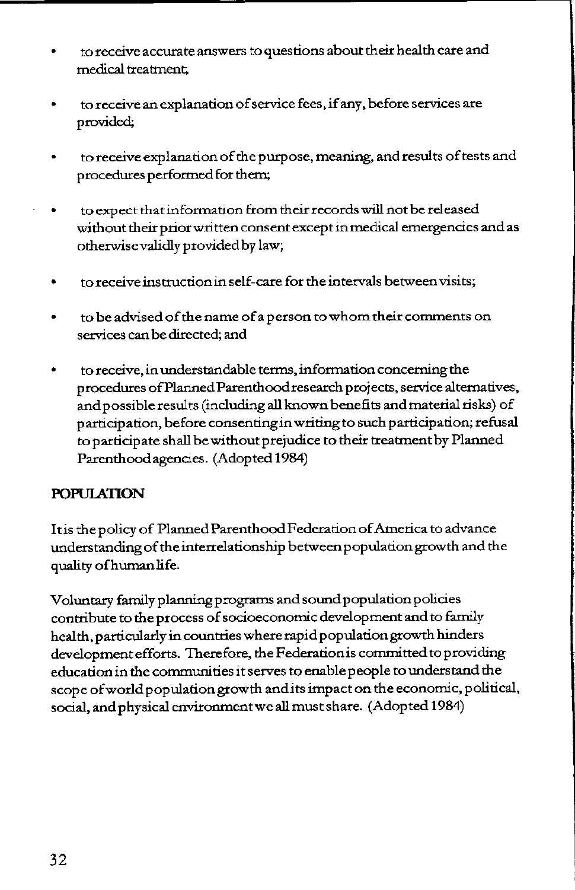- to receive accurate answers to questions about their health care and medical treatment;

- to receive an explanation of service fees, if any, before services are provided;

- to receive explanation of the purpose, meaning, and results of tests and procedures performed for them;

- to expect that information from their records will not be released without their prior written consent except in medical emergencies and as otherwise validly provided by law;

- to receive instruction in self-care for the intervals between visits;

- to be advised of the name of a person to whom their comments on services can be directed; and

- to receive, in understandable terms, information concerning the procedures of Planned Parenthood research projects, service alternatives, and possible results (including all known benefits and material risks) of participation, before consenting in writing to such participation; refusal to participate shall be without prejudice to their treatment by Planned Parenthood agencies. (Adopted 1984)

**POPULATION**

It is the policy of Planned Parenthood Federation of America to advance understanding of the interrelationship between population growth and the quality of human life.

Voluntary family planning programs and sound population policies contribute to the process of socioeconomic development and to family health, particularly in countries where rapid population growth hinders development efforts. Therefore, the Federation is committed to providing education in the communities it serves to enable people to understand the scope of world population growth and its impact on the economic, political, social, and physical environment we all must share. (Adopted 1984)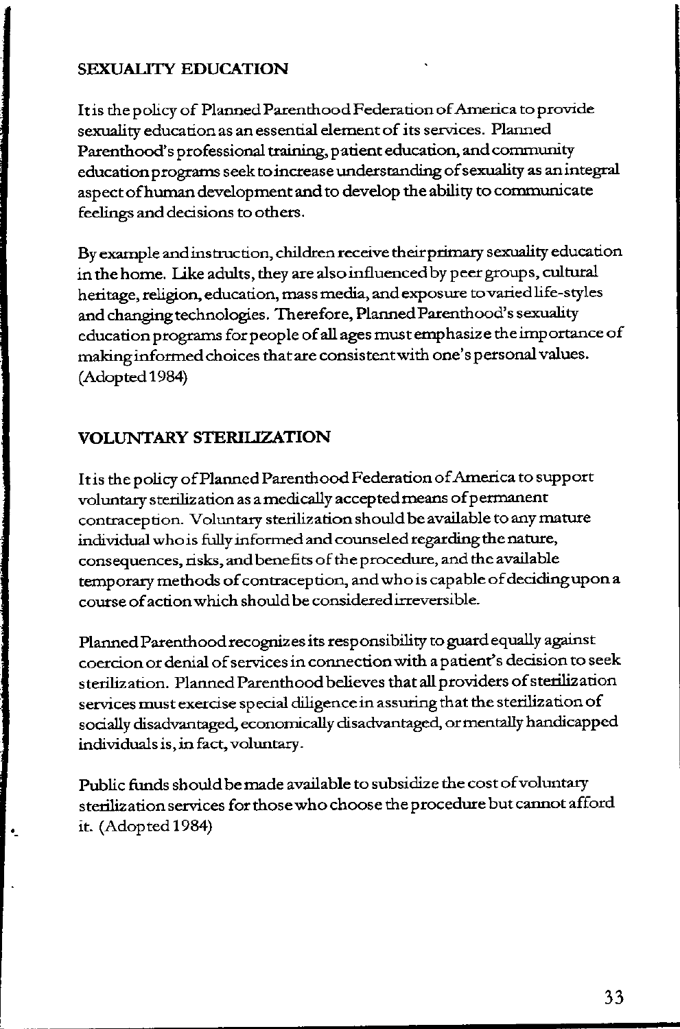## SEXUALITY EDUCATION

It is the policy of Planned Parenthood Federation of America to provide sexuality education as an essential element of its services. Planned Parenthood's professional training, patient education, and community education programs seek to increase understanding of sexuality as an integral aspect of human development and to develop the ability to communicate feelings and decisions to others.

By example and instruction, children receive their primary sexuality education in the home. Like adults, they are also influenced by peer groups, cultural heritage, religion, education, mass media, and exposure to varied life-styles and changing technologies. Therefore, Planned Parenthood's sexuality education programs for people of all ages must emphasize the importance of making informed choices that are consistent with one's personal values. (Adopted 1984)

## VOLUNTARY STERILIZATION

It is the policy of Planned Parenthood Federation of America to support voluntary sterilization as a medically accepted means of permanent contraception. Voluntary sterilization should be available to any mature individual who is fully informed and counseled regarding the nature, consequences, risks, and benefits of the procedure, and the available temporary methods of contraception, and who is capable of deciding upon a course of action which should be considered irreversible.

Planned Parenthood recognizes its responsibility to guard equally against coercion or denial of services in connection with a patient's decision to seek sterilization. Planned Parenthood believes that all providers of sterilization services must exercise special diligence in assuring that the sterilization of socially disadvantaged, economically disadvantaged, or mentally handicapped individuals is, in fact, voluntary.

Public funds should be made available to subsidize the cost of voluntary sterilization services for those who choose the procedure but cannot afford it. (Adopted 1984)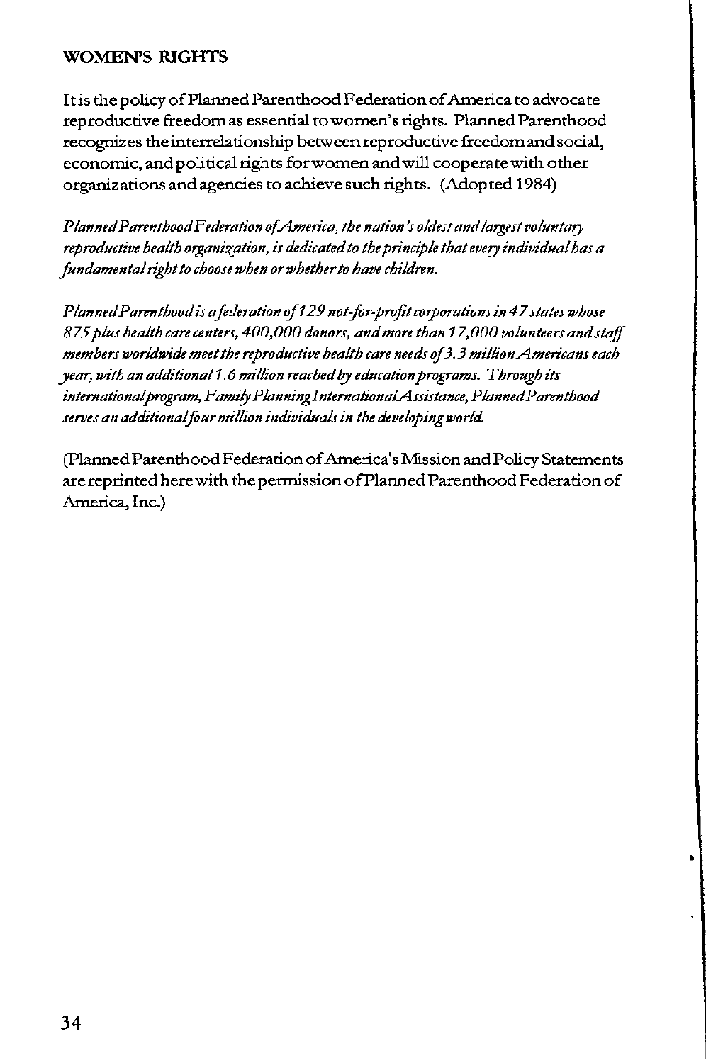## WOMEN'S RIGHTS

It is the policy of Planned Parenthood Federation of America to advocate reproductive freedom as essential to women's rights. Planned Parenthood recognizes the interrelationship between reproductive freedom and social, economic, and political rights for women and will cooperate with other organizations and agencies to achieve such rights. (Adopted 1984)

*Planned Parenthood Federation of America, the nation's oldest and largest voluntary reproductive health organization, is dedicated to the principle that every individual has a fundamental right to choose when or whether to have children.*

*Planned Parenthood is a federation of 129 not-for-profit corporations in 47 states whose 875 plus health care centers, 400,000 donors, and more than 17,000 volunteers and staff members worldwide meet the reproductive health care needs of 3.3 million Americans each year, with an additional 1.6 million reached by education programs. Through its international program, Family Planning International Assistance, Planned Parenthood serves an additional four million individuals in the developing world.*

(Planned Parenthood Federation of America's Mission and Policy Statements are reprinted here with the permission of Planned Parenthood Federation of America, Inc.)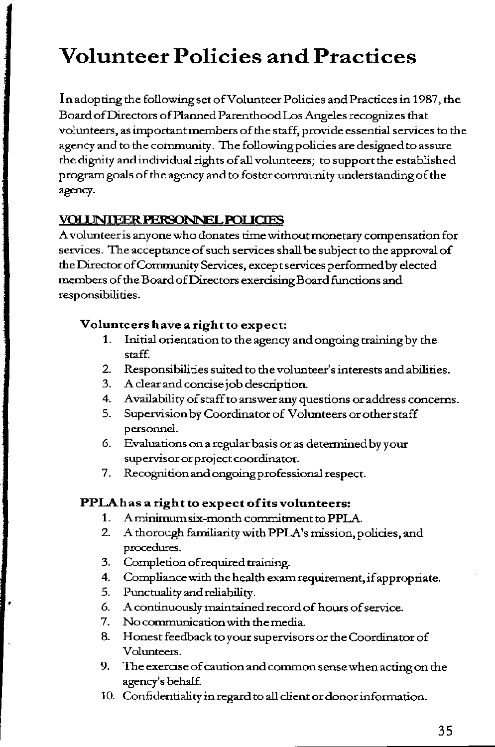# Volunteer Policies and Practices

In adopting the following set of Volunteer Policies and Practices in 1987, the Board of Directors of Planned Parenthood Los Angeles recognizes that volunteers, as important members of the staff, provide essential services to the agency and to the community. The following policies are designed to assure the dignity and individual rights of all volunteers; to support the established program goals of the agency and to foster community understanding of the agency.

## VOLUNTEER PERSONNEL POLICIES

A volunteer is anyone who donates time without monetary compensation for services. The acceptance of such services shall be subject to the approval of the Director of Community Services, except services performed by elected members of the Board of Directors exercising Board functions and responsibilities.

### Volunteers have a right to expect:

1. Initial orientation to the agency and ongoing training by the staff.
2. Responsibilities suited to the volunteer's interests and abilities.
3. A clear and concise job description.
4. Availability of staff to answer any questions or address concerns.
5. Supervision by Coordinator of Volunteers or other staff personnel.
6. Evaluations on a regular basis or as determined by your supervisor or project coordinator.
7. Recognition and ongoing professional respect.

### PPLA has a right to expect of its volunteers:

1. A minimum six-month commitment to PPLA.
2. A thorough familiarity with PPLA's mission, policies, and procedures.
3. Completion of required training.
4. Compliance with the health exam requirement, if appropriate.
5. Punctuality and reliability.
6. A continuously maintained record of hours of service.
7. No communication with the media.
8. Honest feedback to your supervisors or the Coordinator of Volunteers.
9. The exercise of caution and common sense when acting on the agency's behalf.
10. Confidentiality in regard to all client or donor information.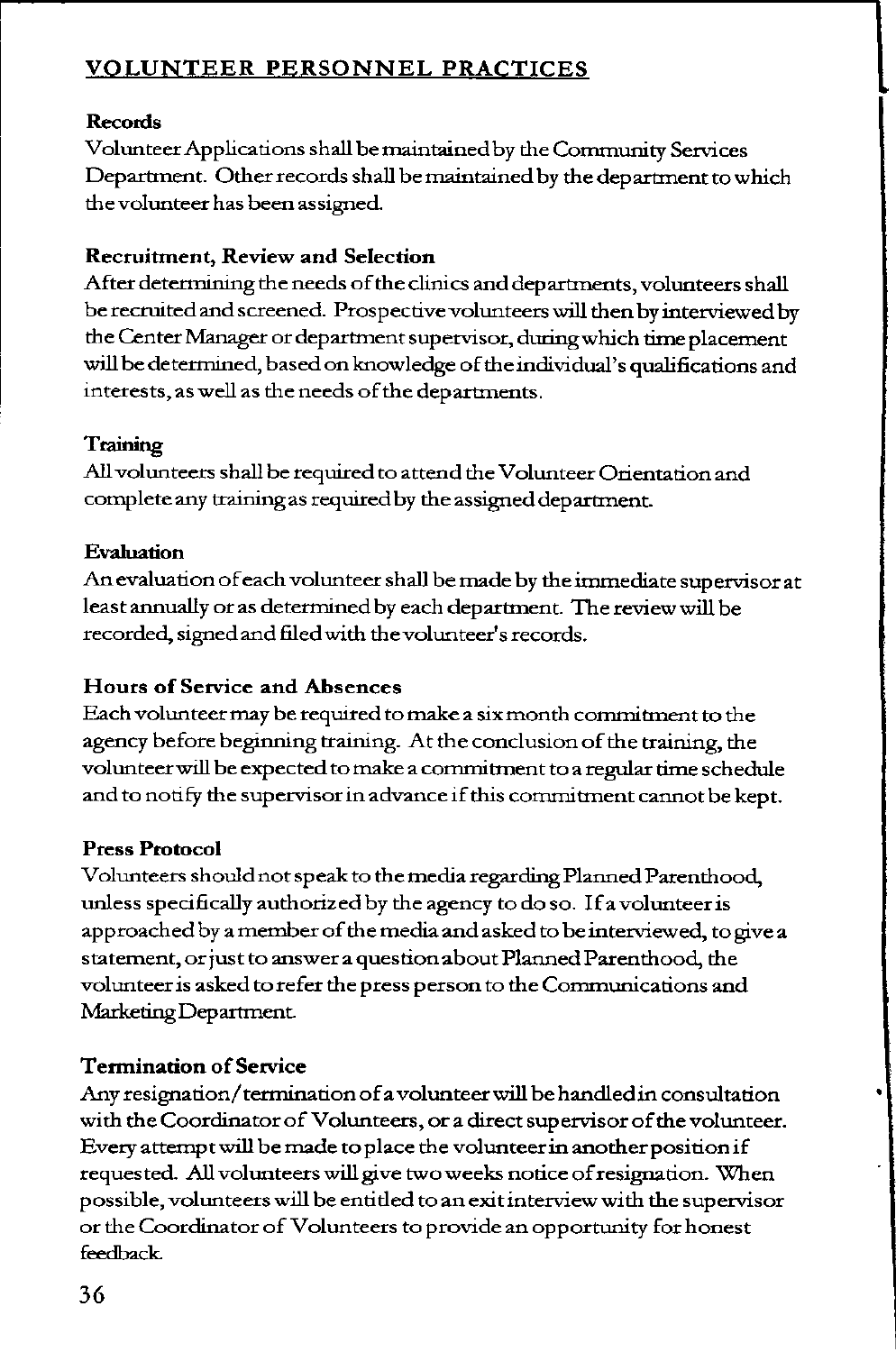## VOLUNTEER PERSONNEL PRACTICES

**Records**

Volunteer Applications shall be maintained by the Community Services Department. Other records shall be maintained by the department to which the volunteer has been assigned.

**Recruitment, Review and Selection**

After determining the needs of the clinics and departments, volunteers shall be recruited and screened. Prospective volunteers will then by interviewed by the Center Manager or department supervisor, during which time placement will be determined, based on knowledge of the individual's qualifications and interests, as well as the needs of the departments.

**Training**

All volunteers shall be required to attend the Volunteer Orientation and complete any training as required by the assigned department.

**Evaluation**

An evaluation of each volunteer shall be made by the immediate supervisor at least annually or as determined by each department. The review will be recorded, signed and filed with the volunteer's records.

**Hours of Service and Absences**

Each volunteer may be required to make a six month commitment to the agency before beginning training. At the conclusion of the training, the volunteer will be expected to make a commitment to a regular time schedule and to notify the supervisor in advance if this commitment cannot be kept.

**Press Protocol**

Volunteers should not speak to the media regarding Planned Parenthood, unless specifically authorized by the agency to do so. If a volunteer is approached by a member of the media and asked to be interviewed, to give a statement, or just to answer a question about Planned Parenthood, the volunteer is asked to refer the press person to the Communications and Marketing Department.

**Termination of Service**

Any resignation/termination of a volunteer will be handled in consultation with the Coordinator of Volunteers, or a direct supervisor of the volunteer. Every attempt will be made to place the volunteer in another position if requested. All volunteers will give two weeks notice of resignation. When possible, volunteers will be entitled to an exit interview with the supervisor or the Coordinator of Volunteers to provide an opportunity for honest feedback.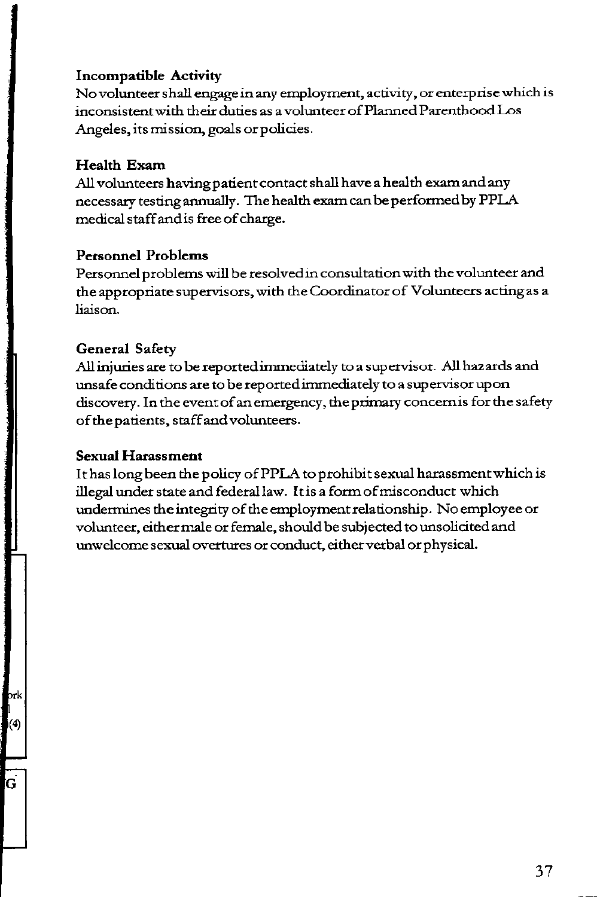**Incompatible Activity**
No volunteer shall engage in any employment, activity, or enterprise which is inconsistent with their duties as a volunteer of Planned Parenthood Los Angeles, its mission, goals or policies.

**Health Exam**
All volunteers having patient contact shall have a health exam and any necessary testing annually. The health exam can be performed by PPLA medical staff and is free of charge.

**Personnel Problems**
Personnel problems will be resolved in consultation with the volunteer and the appropriate supervisors, with the Coordinator of Volunteers acting as a liaison.

**General Safety**
All injuries are to be reported immediately to a supervisor. All hazards and unsafe conditions are to be reported immediately to a supervisor upon discovery. In the event of an emergency, the primary concern is for the safety of the patients, staff and volunteers.

**Sexual Harassment**
It has long been the policy of PPLA to prohibit sexual harassment which is illegal under state and federal law. It is a form of misconduct which undermines the integrity of the employment relationship. No employee or volunteer, either male or female, should be subjected to unsolicited and unwelcome sexual overtures or conduct, either verbal or physical.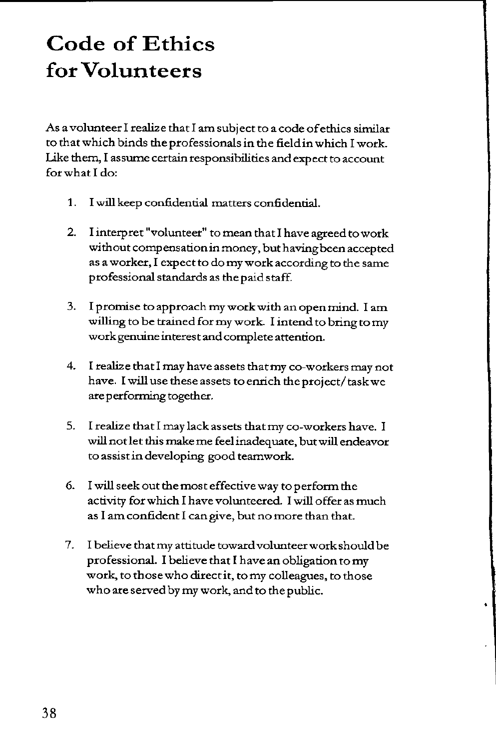# Code of Ethics for Volunteers

As a volunteer I realize that I am subject to a code of ethics similar to that which binds the professionals in the field in which I work. Like them, I assume certain responsibilities and expect to account for what I do:

1. I will keep confidential matters confidential.

2. I interpret "volunteer" to mean that I have agreed to work without compensation in money, but having been accepted as a worker, I expect to do my work according to the same professional standards as the paid staff.

3. I promise to approach my work with an open mind. I am willing to be trained for my work. I intend to bring to my work genuine interest and complete attention.

4. I realize that I may have assets that my co-workers may not have. I will use these assets to enrich the project/task we are performing together.

5. I realize that I may lack assets that my co-workers have. I will not let this make me feel inadequate, but will endeavor to assist in developing good teamwork.

6. I will seek out the most effective way to perform the activity for which I have volunteered. I will offer as much as I am confident I can give, but no more than that.

7. I believe that my attitude toward volunteer work should be professional. I believe that I have an obligation to my work, to those who direct it, to my colleagues, to those who are served by my work, and to the public.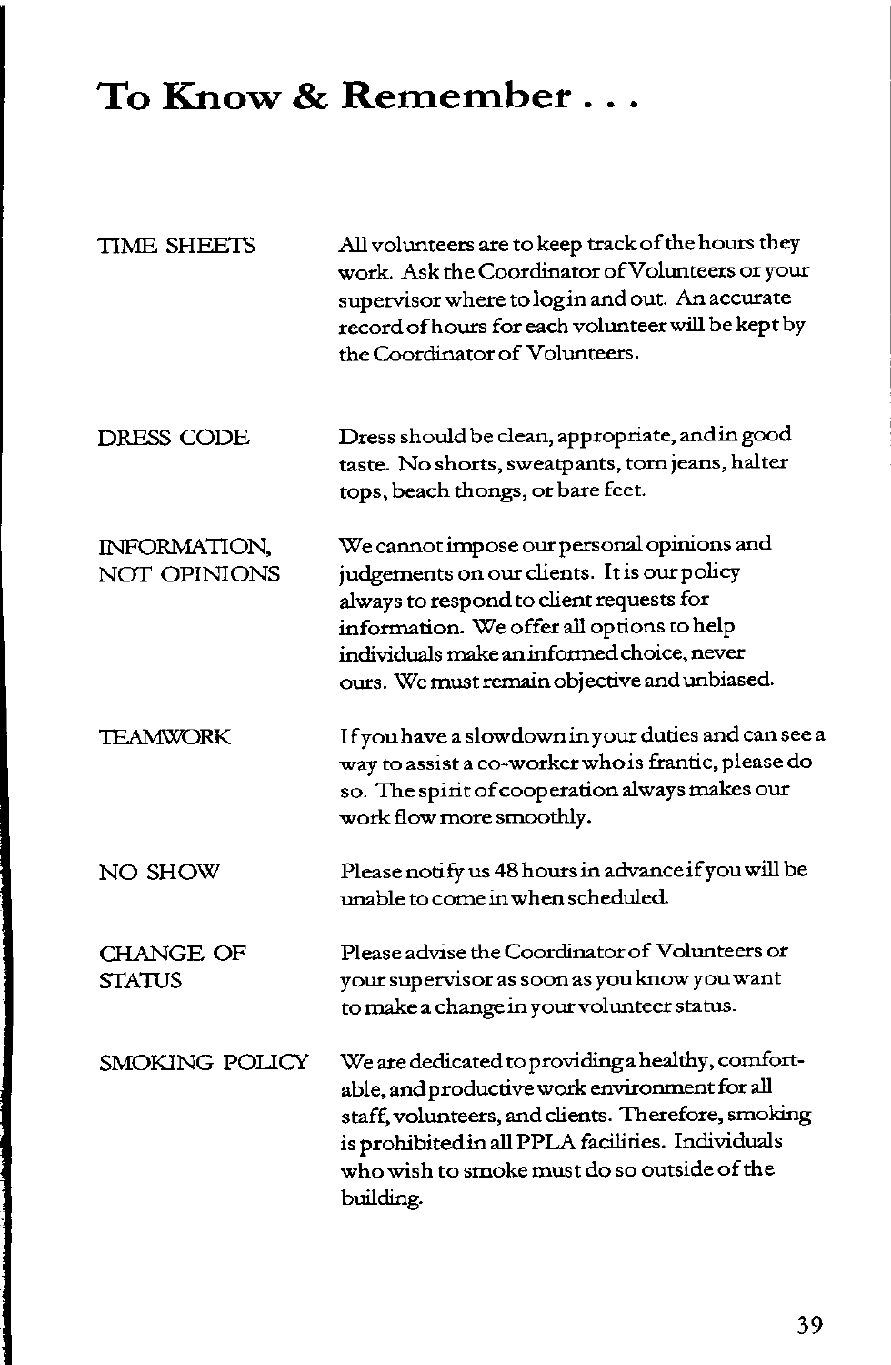# To Know & Remember . . .

| | |
|---|---|
| TIME SHEETS | All volunteers are to keep track of the hours they work. Ask the Coordinator of Volunteers or your supervisor where to log in and out. An accurate record of hours for each volunteer will be kept by the Coordinator of Volunteers. |
| DRESS CODE | Dress should be clean, appropriate, and in good taste. No shorts, sweatpants, torn jeans, halter tops, beach thongs, or bare feet. |
| INFORMATION, NOT OPINIONS | We cannot impose our personal opinions and judgements on our clients. It is our policy always to respond to client requests for information. We offer all options to help individuals make an informed choice, never ours. We must remain objective and unbiased. |
| TEAMWORK | If you have a slowdown in your duties and can see a way to assist a co-worker who is frantic, please do so. The spirit of cooperation always makes our work flow more smoothly. |
| NO SHOW | Please notify us 48 hours in advance if you will be unable to come in when scheduled. |
| CHANGE OF STATUS | Please advise the Coordinator of Volunteers or your supervisor as soon as you know you want to make a change in your volunteer status. |
| SMOKING POLICY | We are dedicated to providing a healthy, comfortable, and productive work environment for all staff, volunteers, and clients. Therefore, smoking is prohibited in all PPLA facilities. Individuals who wish to smoke must do so outside of the building. |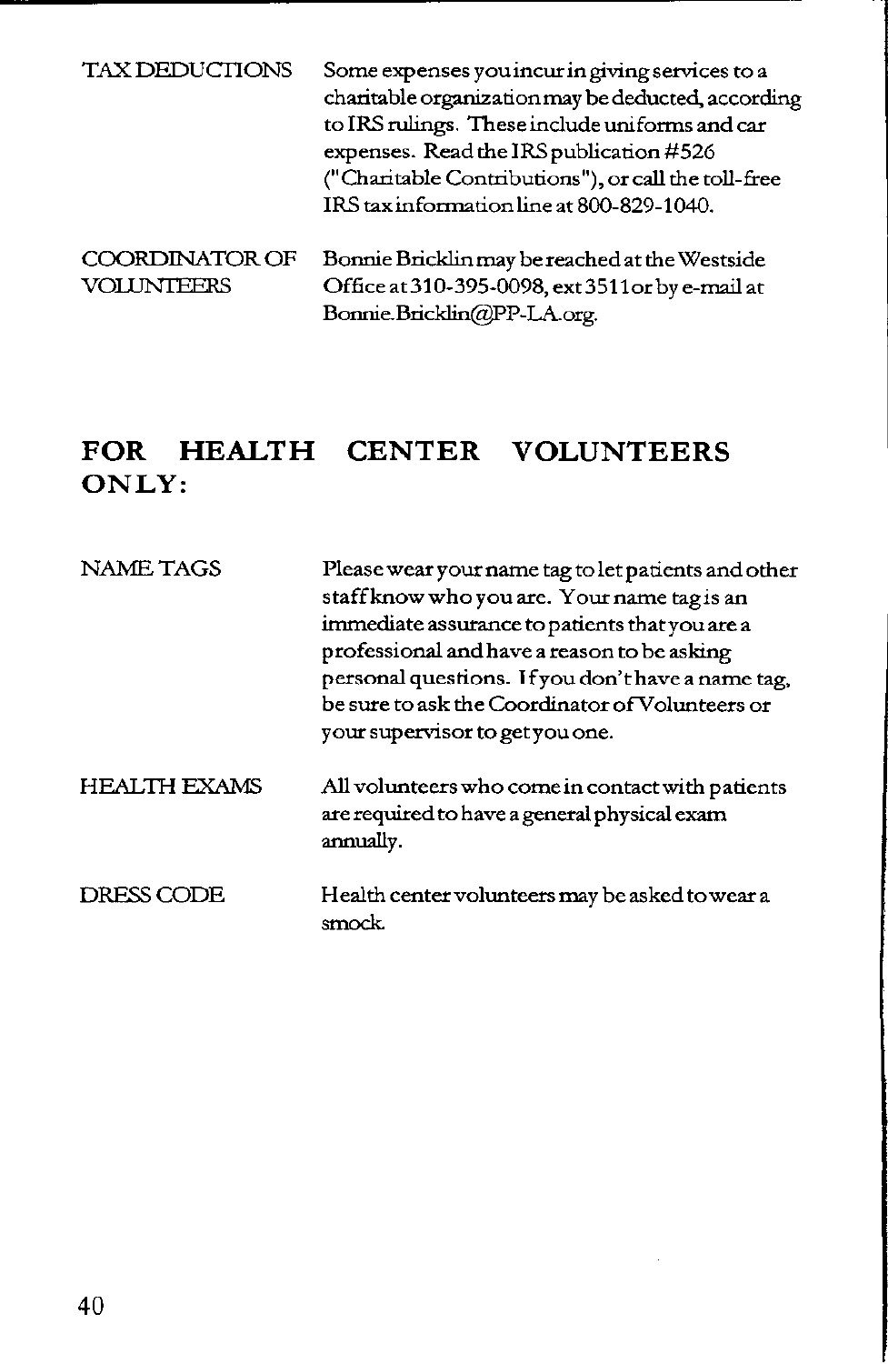**TAX DEDUCTIONS** Some expenses you incur in giving services to a charitable organization may be deducted, according to IRS rulings. These include uniforms and car expenses. Read the IRS publication #526 ("Charitable Contributions"), or call the toll-free IRS tax information line at 800-829-1040.

**COORDINATOR OF VOLUNTEERS** Bonnie Bricklin may be reached at the Westside Office at 310-395-0098, ext 3511 or by e-mail at Bonnie.Bricklin@PP-LA.org.

## FOR HEALTH CENTER VOLUNTEERS ONLY:

**NAME TAGS** Please wear your name tag to let patients and other staff know who you are. Your name tag is an immediate assurance to patients that you are a professional and have a reason to be asking personal questions. If you don't have a name tag, be sure to ask the Coordinator of Volunteers or your supervisor to get you one.

**HEALTH EXAMS** All volunteers who come in contact with patients are required to have a general physical exam annually.

**DRESS CODE** Health center volunteers may be asked to wear a smock.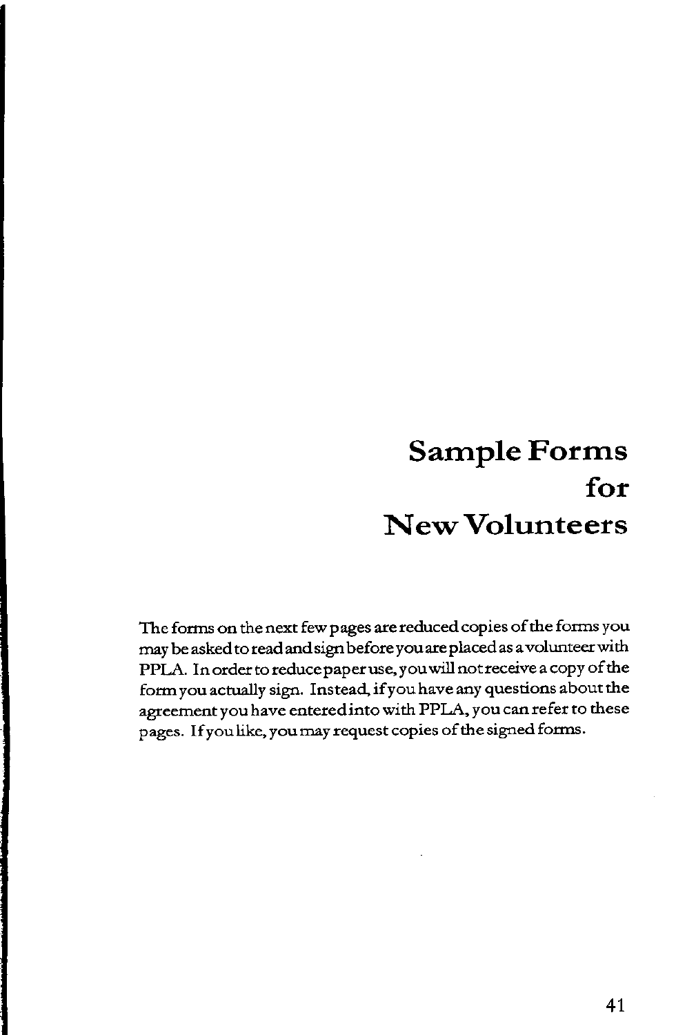# Sample Forms for New Volunteers

The forms on the next few pages are reduced copies of the forms you may be asked to read and sign before you are placed as a volunteer with PPLA. In order to reduce paper use, you will not receive a copy of the form you actually sign. Instead, if you have any questions about the agreement you have entered into with PPLA, you can refer to these pages. If you like, you may request copies of the signed forms.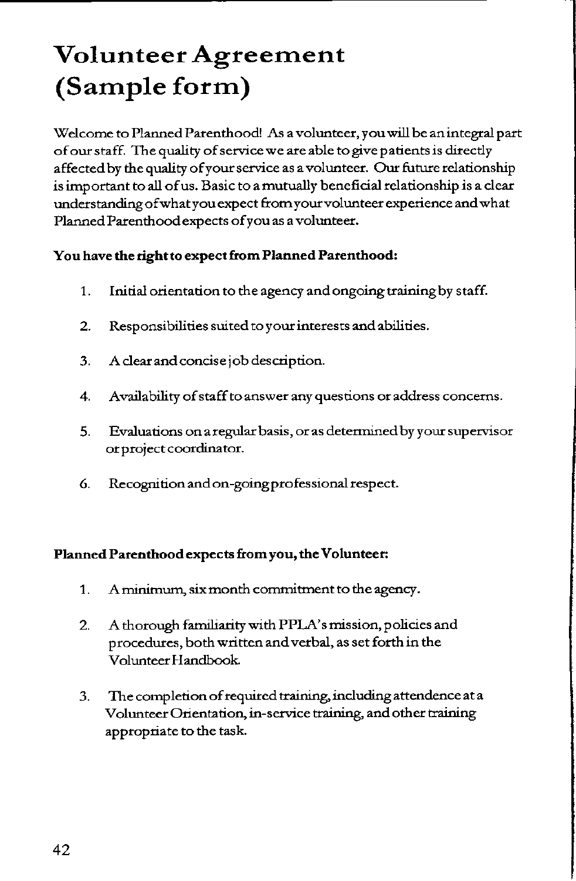# Volunteer Agreement (Sample form)

Welcome to Planned Parenthood! As a volunteer, you will be an integral part of our staff. The quality of service we are able to give patients is directly affected by the quality of your service as a volunteer. Our future relationship is important to all of us. Basic to a mutually beneficial relationship is a clear understanding of what you expect from your volunteer experience and what Planned Parenthood expects of you as a volunteer.

**You have the right to expect from Planned Parenthood:**

1. Initial orientation to the agency and ongoing training by staff.
2. Responsibilities suited to your interests and abilities.
3. A clear and concise job description.
4. Availability of staff to answer any questions or address concerns.
5. Evaluations on a regular basis, or as determined by your supervisor or project coordinator.
6. Recognition and on-going professional respect.

**Planned Parenthood expects from you, the Volunteer:**

1. A minimum, six month commitment to the agency.
2. A thorough familiarity with PPLA's mission, policies and procedures, both written and verbal, as set forth in the Volunteer Handbook.
3. The completion of required training, including attendence at a Volunteer Orientation, in-service training, and other training appropriate to the task.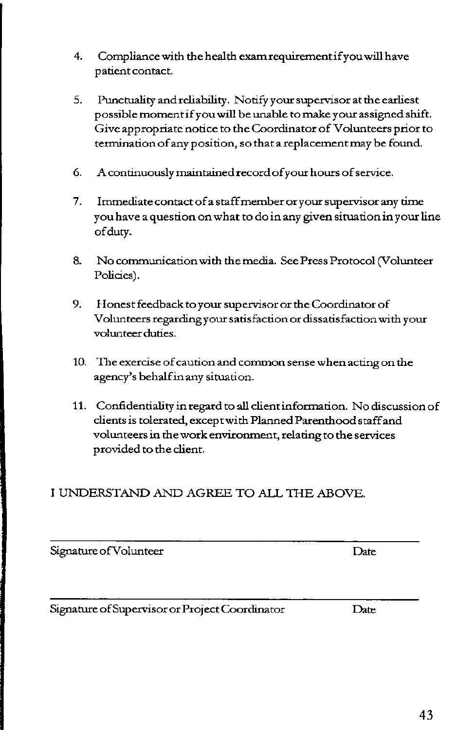4. Compliance with the health exam requirement if you will have patient contact.

5. Punctuality and reliability. Notify your supervisor at the earliest possible moment if you will be unable to make your assigned shift. Give appropriate notice to the Coordinator of Volunteers prior to termination of any position, so that a replacement may be found.

6. A continuously maintained record of your hours of service.

7. Immediate contact of a staff member or your supervisor any time you have a question on what to do in any given situation in your line of duty.

8. No communication with the media. See Press Protocol (Volunteer Policies).

9. Honest feedback to your supervisor or the Coordinator of Volunteers regarding your satisfaction or dissatisfaction with your volunteer duties.

10. The exercise of caution and common sense when acting on the agency's behalf in any situation.

11. Confidentiality in regard to all client information. No discussion of clients is tolerated, except with Planned Parenthood staff and volunteers in the work environment, relating to the services provided to the client.

I UNDERSTAND AND AGREE TO ALL THE ABOVE.

\_\_\_\_\_\_\_\_\_\_\_\_\_\_\_\_\_\_\_\_\_\_\_\_\_\_\_\_\_\_\_\_\_\_\_\_\_\_\_\_\_\_\_\_\_\_\_\_

Signature of Volunteer                                        Date

\_\_\_\_\_\_\_\_\_\_\_\_\_\_\_\_\_\_\_\_\_\_\_\_\_\_\_\_\_\_\_\_\_\_\_\_\_\_\_\_\_\_\_\_\_\_\_\_

Signature of Supervisor or Project Coordinator                Date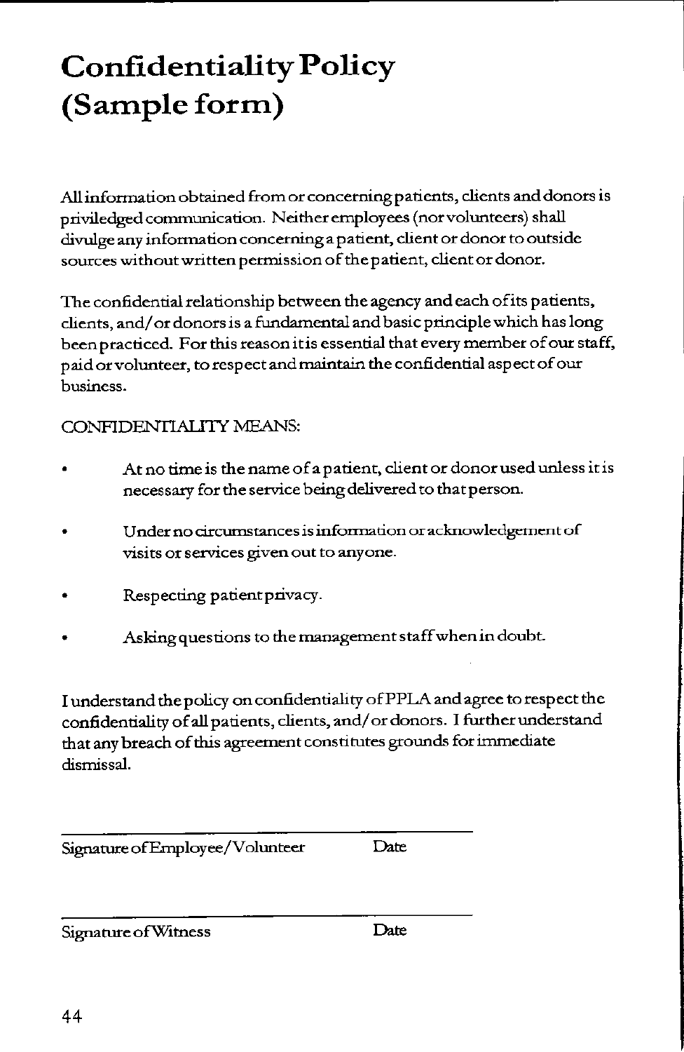# Confidentiality Policy (Sample form)

All information obtained from or concerning patients, clients and donors is priviledged communication. Neither employees (nor volunteers) shall divulge any information concerning a patient, client or donor to outside sources without written permission of the patient, client or donor.

The confidential relationship between the agency and each of its patients, clients, and/or donors is a fundamental and basic principle which has long been practiced. For this reason it is essential that every member of our staff, paid or volunteer, to respect and maintain the confidential aspect of our business.

CONFIDENTIALITY MEANS:

- At no time is the name of a patient, client or donor used unless it is necessary for the service being delivered to that person.
- Under no circumstances is information or acknowledgement of visits or services given out to anyone.
- Respecting patient privacy.
- Asking questions to the management staff when in doubt.

I understand the policy on confidentiality of PPLA and agree to respect the confidentiality of all patients, clients, and/or donors. I further understand that any breach of this agreement constitutes grounds for immediate dismissal.

\_\_\_\_\_\_\_\_\_\_\_\_\_\_\_\_\_\_\_\_\_\_\_\_\_\_\_\_\_\_\_\_\_\_\_\_\_\_\_\_\_\_

Signature of Employee/Volunteer &nbsp;&nbsp;&nbsp;&nbsp;&nbsp;&nbsp; Date

\_\_\_\_\_\_\_\_\_\_\_\_\_\_\_\_\_\_\_\_\_\_\_\_\_\_\_\_\_\_\_\_\_\_\_\_\_\_\_\_\_\_

Signature of Witness &nbsp;&nbsp;&nbsp;&nbsp;&nbsp;&nbsp; Date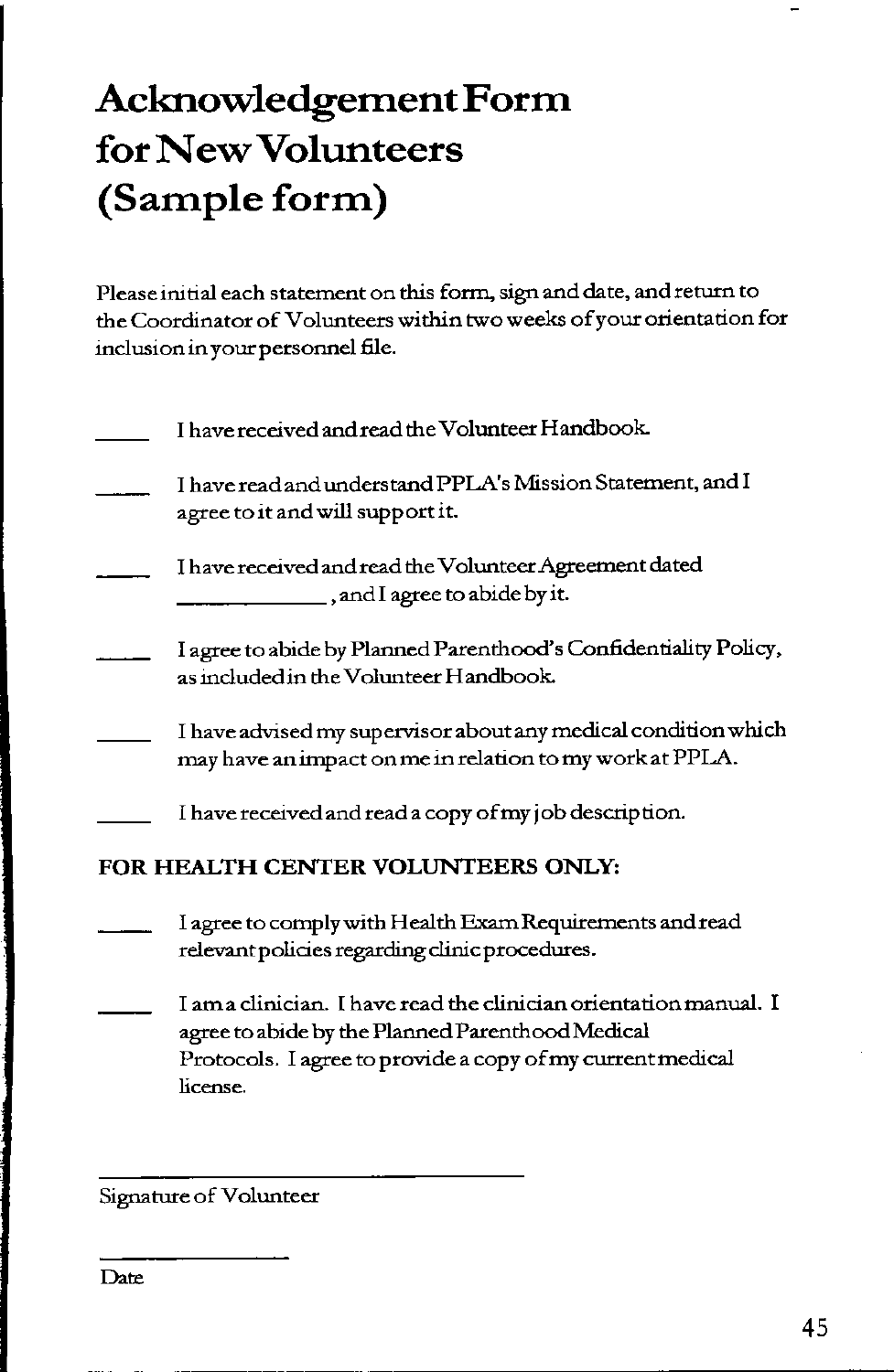# Acknowledgement Form for New Volunteers (Sample form)

Please initial each statement on this form, sign and date, and return to the Coordinator of Volunteers within two weeks of your orientation for inclusion in your personnel file.

_____ I have received and read the Volunteer Handbook.

_____ I have read and understand PPLA's Mission Statement, and I agree to it and will support it.

_____ I have received and read the Volunteer Agreement dated _____________, and I agree to abide by it.

_____ I agree to abide by Planned Parenthood's Confidentiality Policy, as included in the Volunteer Handbook.

_____ I have advised my supervisor about any medical condition which may have an impact on me in relation to my work at PPLA.

_____ I have received and read a copy of my job description.

**FOR HEALTH CENTER VOLUNTEERS ONLY:**

_____ I agree to comply with Health Exam Requirements and read relevant policies regarding clinic procedures.

_____ I am a clinician. I have read the clinician orientation manual. I agree to abide by the Planned Parenthood Medical Protocols. I agree to provide a copy of my current medical license.

_________________________________

Signature of Volunteer

_______________

Date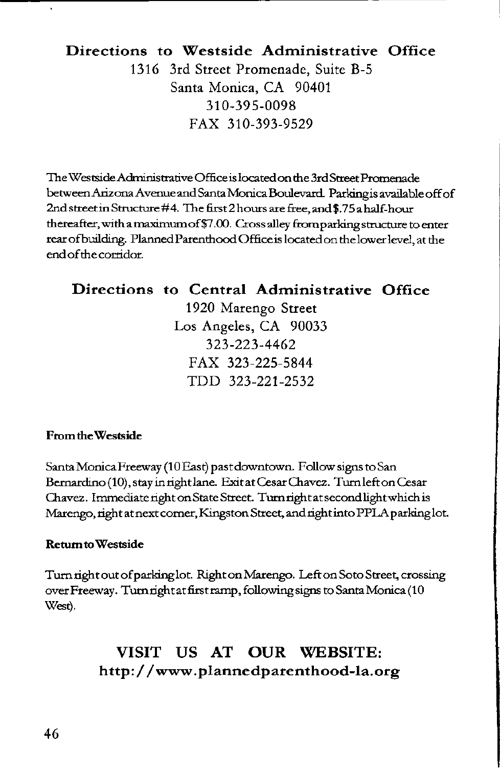## Directions to Westside Administrative Office

1316 3rd Street Promenade, Suite B-5
Santa Monica, CA 90401
310-395-0098
FAX 310-393-9529

The Westside Administrative Office is located on the 3rd Street Promenade between Arizona Avenue and Santa Monica Boulevard. Parking is available off of 2nd street in Structure #4. The first 2 hours are free, and $.75 a half-hour thereafter, with a maximum of $7.00. Cross alley from parking structure to enter rear of building. Planned Parenthood Office is located on the lower level, at the end of the corridor.

## Directions to Central Administrative Office

1920 Marengo Street
Los Angeles, CA 90033
323-223-4462
FAX 323-225-5844
TDD 323-221-2532

**From the Westside**

Santa Monica Freeway (10 East) past downtown. Follow signs to San Bernardino (10), stay in right lane. Exit at Cesar Chavez. Turn left on Cesar Chavez. Immediate right on State Street. Turn right at second light which is Marengo, right at next corner, Kingston Street, and right into PPLA parking lot.

**Return to Westside**

Turn right out of parking lot. Right on Marengo. Left on Soto Street, crossing over Freeway. Turn right at first ramp, following signs to Santa Monica (10 West).

## VISIT US AT OUR WEBSITE:
## http://www.plannedparenthood-la.org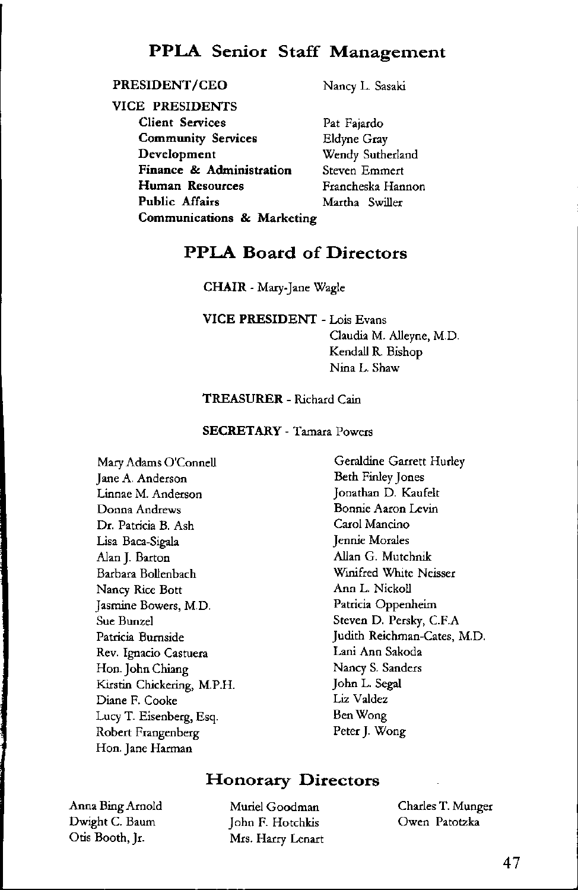## PPLA Senior Staff Management

**PRESIDENT/CEO** Nancy L. Sasaki

**VICE PRESIDENTS**

- **Client Services** Pat Fajardo
- **Community Services** Eldyne Gray
- **Development** Wendy Sutherland
- **Finance & Administration** Steven Emmert
- **Human Resources** Francheska Hannon
- **Public Affairs** Martha Swiller
- **Communications & Marketing**

## PPLA Board of Directors

**CHAIR** - Mary-Jane Wagle

**VICE PRESIDENT** - Lois Evans
Claudia M. Alleyne, M.D.
Kendall R. Bishop
Nina L. Shaw

**TREASURER** - Richard Cain

**SECRETARY** - Tamara Powers

Mary Adams O'Connell
Jane A. Anderson
Linnae M. Anderson
Donna Andrews
Dr. Patricia B. Ash
Lisa Baca-Sigala
Alan J. Barton
Barbara Bollenbach
Nancy Rice Bott
Jasmine Bowers, M.D.
Sue Bunzel
Patricia Burnside
Rev. Ignacio Castuera
Hon. John Chiang
Kirstin Chickering, M.P.H.
Diane F. Cooke
Lucy T. Eisenberg, Esq.
Robert Frangenberg
Hon. Jane Harman
Geraldine Garrett Hurley
Beth Finley Jones
Jonathan D. Kaufelt
Bonnie Aaron Levin
Carol Mancino
Jennie Morales
Allan G. Mutchnik
Winifred White Neisser
Ann L. Nickoll
Patricia Oppenheim
Steven D. Persky, C.F.A
Judith Reichman-Cates, M.D.
Lani Ann Sakoda
Nancy S. Sanders
John L. Segal
Liz Valdez
Ben Wong
Peter J. Wong

## Honorary Directors

Anna Bing Arnold
Dwight C. Baum
Otis Booth, Jr.
Muriel Goodman
John F. Hotchkis
Mrs. Harry Lenart
Charles T. Munger
Owen Patotzka